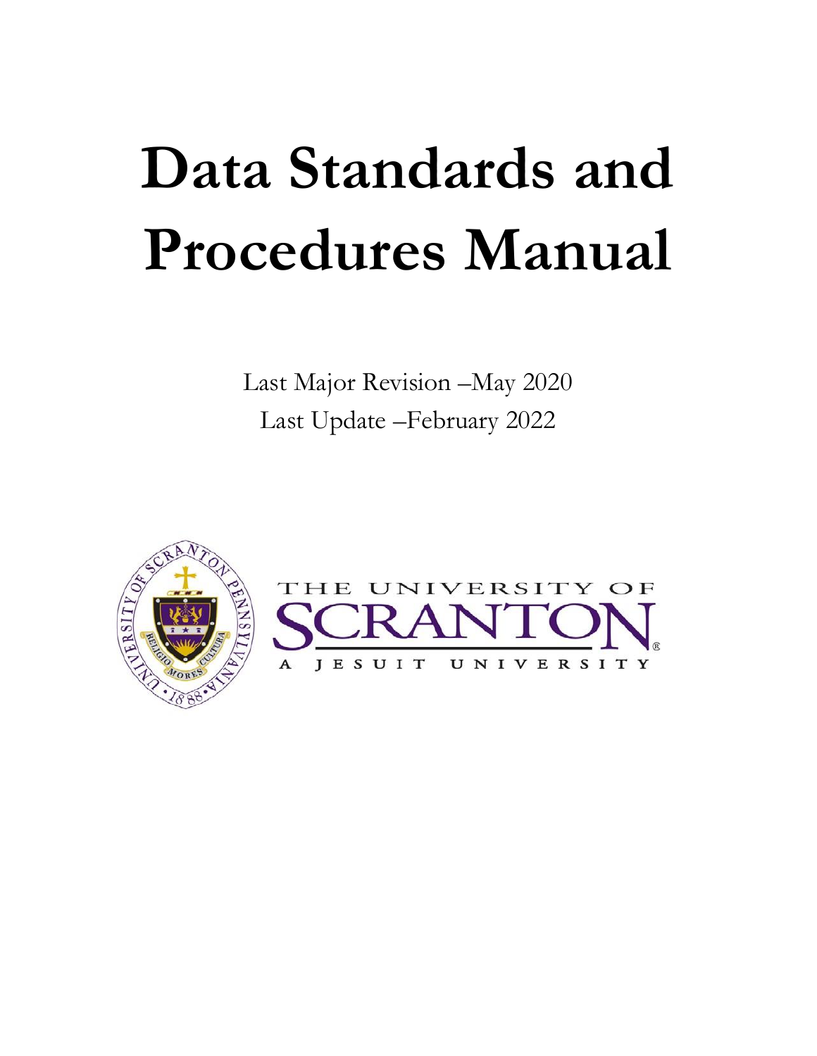# Data Standards and Procedures Manual

Last Major Revision –May 2020

Last Update –February 2022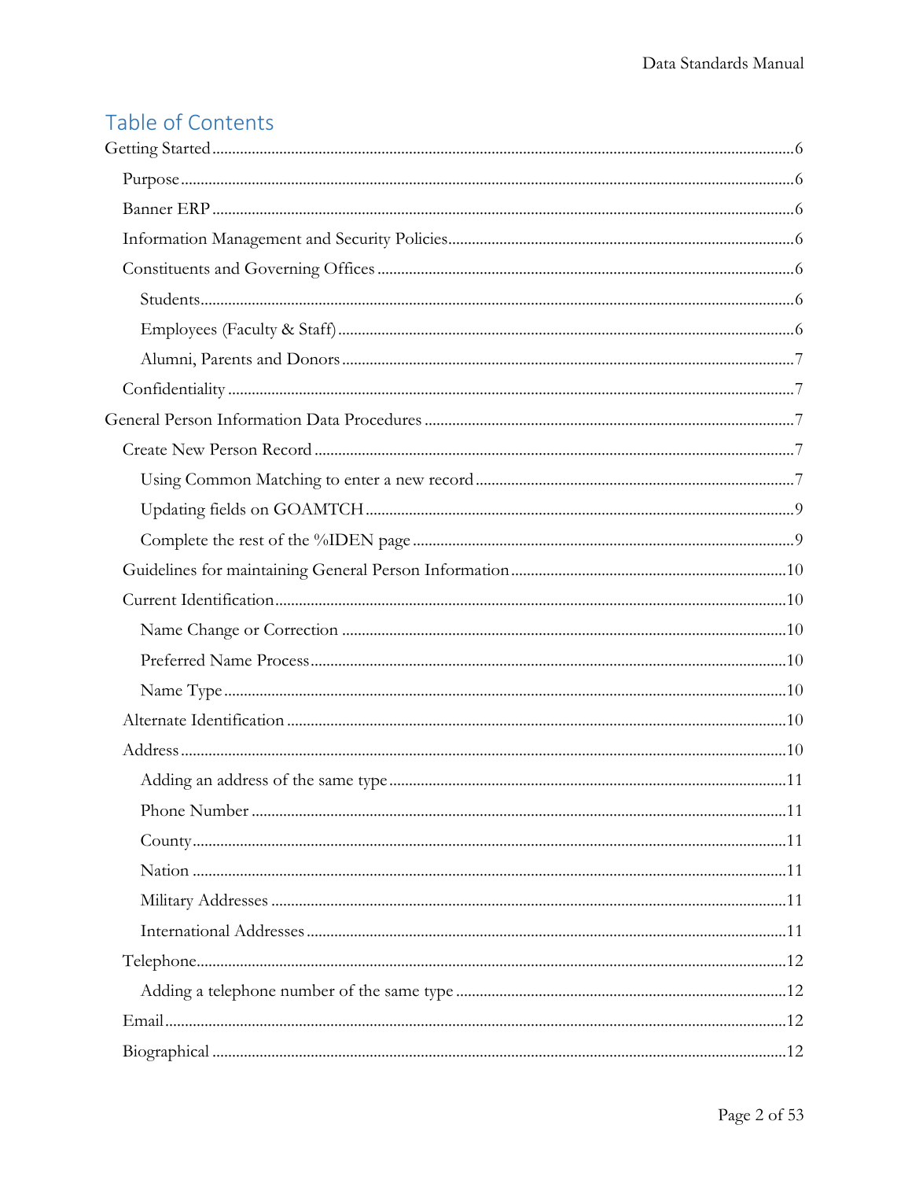# Table of Contents

- Getting Started ....... 6
  - Purpose ....... 6
  - Banner ERP ....... 6
  - Information Management and Security Policies ....... 6
  - Constituents and Governing Offices ....... 6
    - Students ....... 6
    - Employees (Faculty & Staff) ....... 6
    - Alumni, Parents and Donors ....... 7
  - Confidentiality ....... 7
- General Person Information Data Procedures ....... 7
  - Create New Person Record ....... 7
    - Using Common Matching to enter a new record ....... 7
    - Updating fields on GOAMTCH ....... 9
    - Complete the rest of the %IDEN page ....... 9
  - Guidelines for maintaining General Person Information ....... 10
  - Current Identification ....... 10
    - Name Change or Correction ....... 10
    - Preferred Name Process ....... 10
    - Name Type ....... 10
  - Alternate Identification ....... 10
  - Address ....... 10
    - Adding an address of the same type ....... 11
    - Phone Number ....... 11
    - County ....... 11
    - Nation ....... 11
    - Military Addresses ....... 11
    - International Addresses ....... 11
  - Telephone ....... 12
    - Adding a telephone number of the same type ....... 12
  - Email ....... 12
  - Biographical ....... 12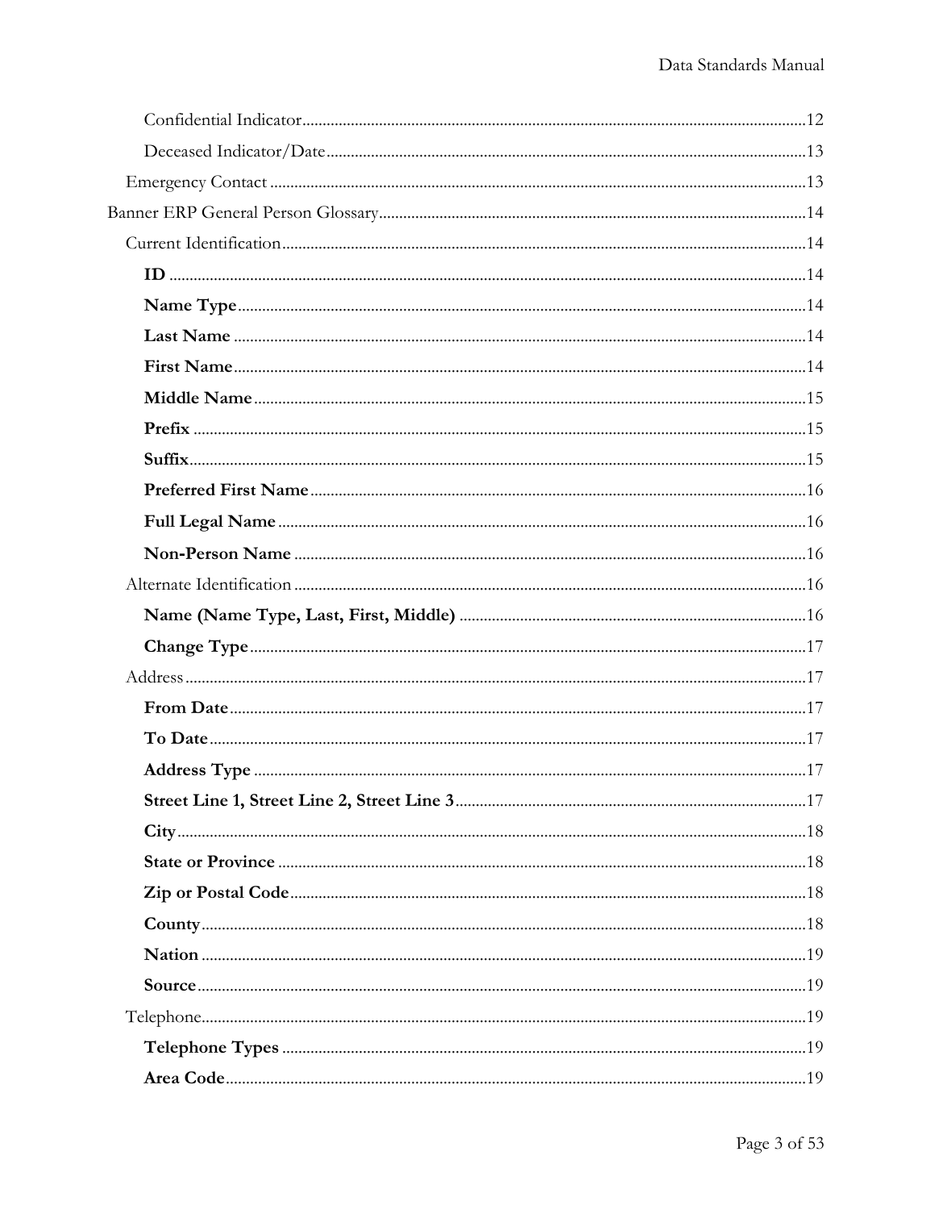Confidential Indicator.....12
Deceased Indicator/Date.....13
Emergency Contact.....13
Banner ERP General Person Glossary.....14
Current Identification.....14
**ID**.....14
**Name Type**.....14
**Last Name**.....14
**First Name**.....14
**Middle Name**.....15
**Prefix**.....15
**Suffix**.....15
**Preferred First Name**.....16
**Full Legal Name**.....16
**Non-Person Name**.....16
Alternate Identification.....16
**Name (Name Type, Last, First, Middle)**.....16
**Change Type**.....17
Address.....17
**From Date**.....17
**To Date**.....17
**Address Type**.....17
**Street Line 1, Street Line 2, Street Line 3**.....17
**City**.....18
**State or Province**.....18
**Zip or Postal Code**.....18
**County**.....18
**Nation**.....19
**Source**.....19
Telephone.....19
**Telephone Types**.....19
**Area Code**.....19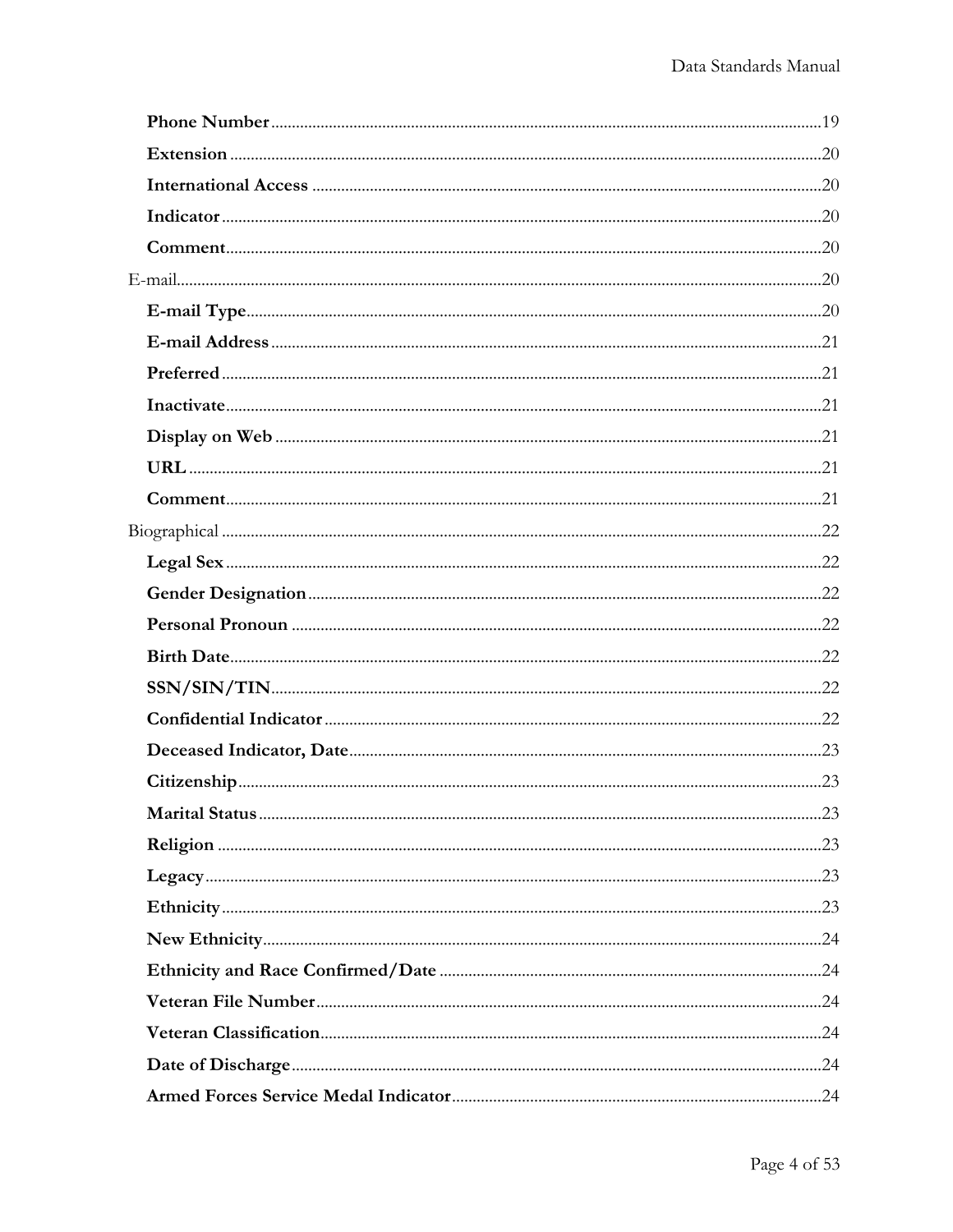**Phone Number** ........ 19

**Extension** ........ 20

**International Access** ........ 20

**Indicator** ........ 20

**Comment** ........ 20

E-mail ........ 20

**E-mail Type** ........ 20

**E-mail Address** ........ 21

**Preferred** ........ 21

**Inactivate** ........ 21

**Display on Web** ........ 21

**URL** ........ 21

**Comment** ........ 21

Biographical ........ 22

**Legal Sex** ........ 22

**Gender Designation** ........ 22

**Personal Pronoun** ........ 22

**Birth Date** ........ 22

**SSN/SIN/TIN** ........ 22

**Confidential Indicator** ........ 22

**Deceased Indicator, Date** ........ 23

**Citizenship** ........ 23

**Marital Status** ........ 23

**Religion** ........ 23

**Legacy** ........ 23

**Ethnicity** ........ 23

**New Ethnicity** ........ 24

**Ethnicity and Race Confirmed/Date** ........ 24

**Veteran File Number** ........ 24

**Veteran Classification** ........ 24

**Date of Discharge** ........ 24

**Armed Forces Service Medal Indicator** ........ 24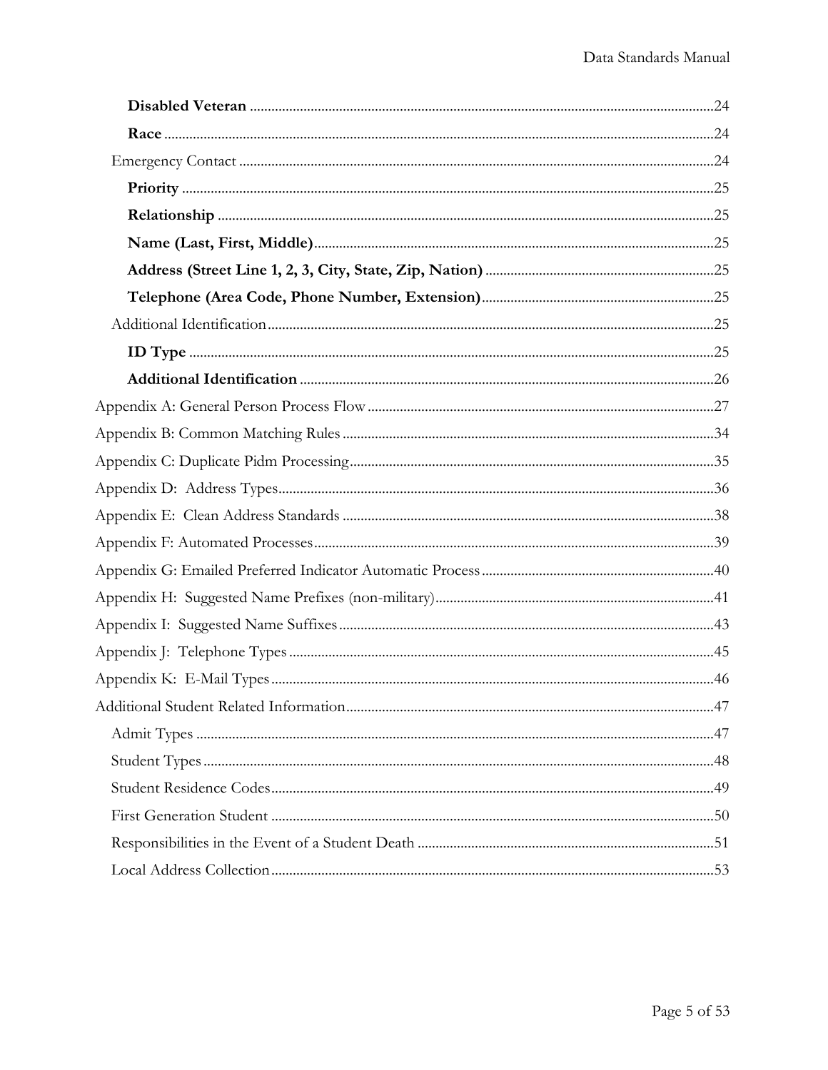**Disabled Veteran** ........................................................................................................................24

**Race** ...........................................................................................................................................24

Emergency Contact ...........................................................................................................................24

**Priority** .......................................................................................................................................25

**Relationship** ...............................................................................................................................25

**Name (Last, First, Middle)**.........................................................................................................25

**Address (Street Line 1, 2, 3, City, State, Zip, Nation)** ...............................................................25

**Telephone (Area Code, Phone Number, Extension)**.................................................................25

Additional Identification.....................................................................................................................25

**ID Type** .......................................................................................................................................25

**Additional Identification** ...........................................................................................................26

Appendix A: General Person Process Flow ...........................................................................................27

Appendix B: Common Matching Rules .................................................................................................34

Appendix C: Duplicate Pidm Processing...............................................................................................35

Appendix D: Address Types.................................................................................................................36

Appendix E: Clean Address Standards .................................................................................................38

Appendix F: Automated Processes.........................................................................................................39

Appendix G: Emailed Preferred Indicator Automatic Process ................................................................40

Appendix H: Suggested Name Prefixes (non-military)...........................................................................41

Appendix I: Suggested Name Suffixes...................................................................................................43

Appendix J: Telephone Types ...............................................................................................................45

Appendix K: E-Mail Types...................................................................................................................46

Additional Student Related Information................................................................................................47

Admit Types .......................................................................................................................................47

Student Types.....................................................................................................................................48

Student Residence Codes...................................................................................................................49

First Generation Student ..................................................................................................................50

Responsibilities in the Event of a Student Death ..............................................................................51

Local Address Collection...................................................................................................................53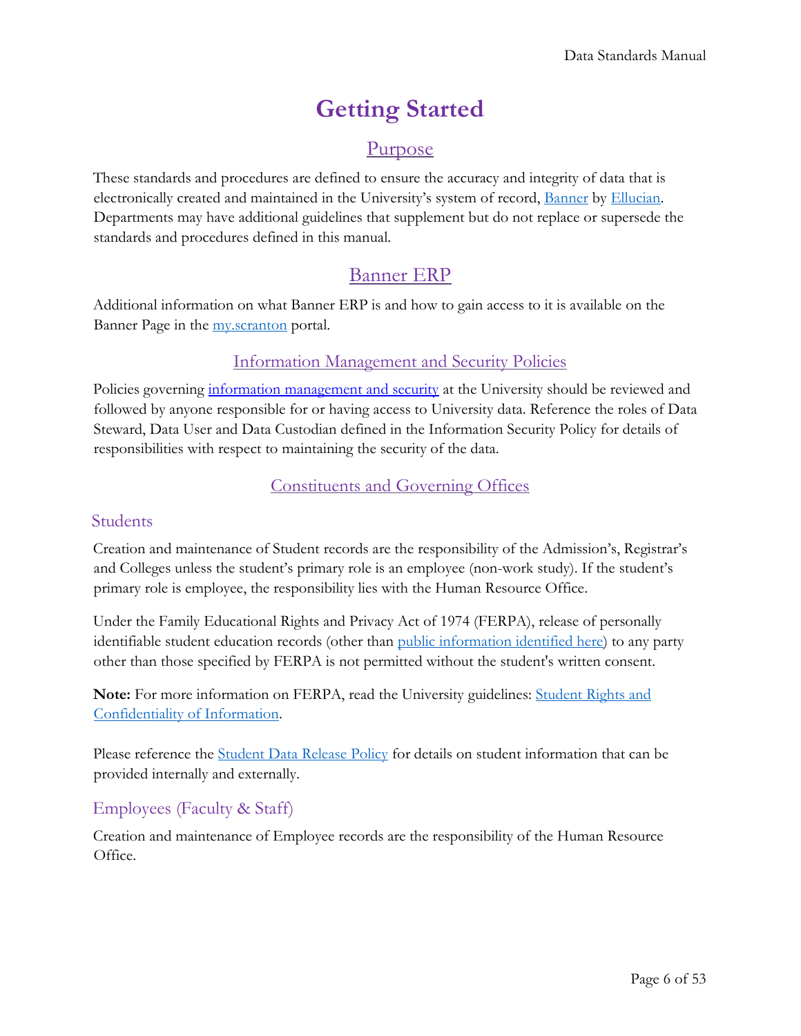# Getting Started

## Purpose

These standards and procedures are defined to ensure the accuracy and integrity of data that is electronically created and maintained in the University's system of record, [Banner](#) by [Ellucian](#). Departments may have additional guidelines that supplement but do not replace or supersede the standards and procedures defined in this manual.

## Banner ERP

Additional information on what Banner ERP is and how to gain access to it is available on the Banner Page in the [my.scranton](#) portal.

### Information Management and Security Policies

Policies governing [information management and security](#) at the University should be reviewed and followed by anyone responsible for or having access to University data. Reference the roles of Data Steward, Data User and Data Custodian defined in the Information Security Policy for details of responsibilities with respect to maintaining the security of the data.

### Constituents and Governing Offices

#### Students

Creation and maintenance of Student records are the responsibility of the Admission's, Registrar's and Colleges unless the student's primary role is an employee (non-work study). If the student's primary role is employee, the responsibility lies with the Human Resource Office.

Under the Family Educational Rights and Privacy Act of 1974 (FERPA), release of personally identifiable student education records (other than [public information identified here](#)) to any party other than those specified by FERPA is not permitted without the student's written consent.

**Note:** For more information on FERPA, read the University guidelines: [Student Rights and Confidentiality of Information](#).

Please reference the [Student Data Release Policy](#) for details on student information that can be provided internally and externally.

#### Employees (Faculty & Staff)

Creation and maintenance of Employee records are the responsibility of the Human Resource Office.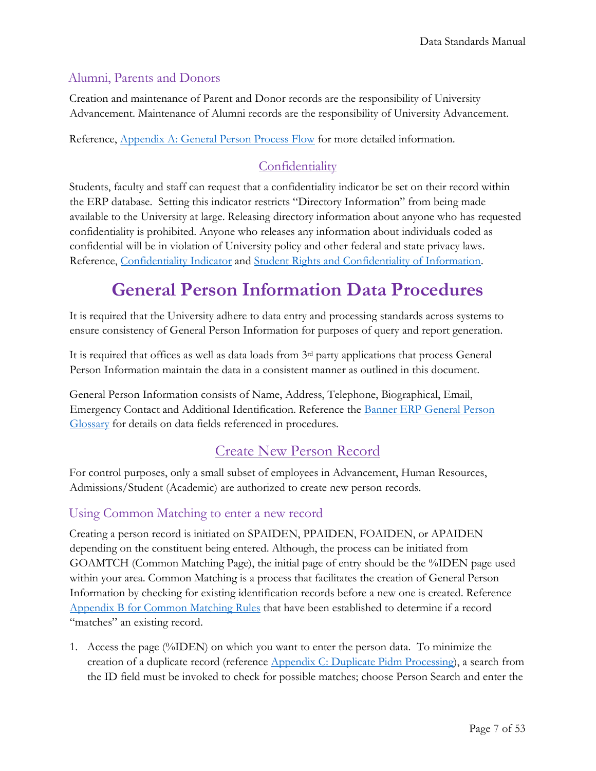### Alumni, Parents and Donors

Creation and maintenance of Parent and Donor records are the responsibility of University Advancement. Maintenance of Alumni records are the responsibility of University Advancement.

Reference, Appendix A: General Person Process Flow for more detailed information.

## Confidentiality

Students, faculty and staff can request that a confidentiality indicator be set on their record within the ERP database. Setting this indicator restricts "Directory Information" from being made available to the University at large. Releasing directory information about anyone who has requested confidentiality is prohibited. Anyone who releases any information about individuals coded as confidential will be in violation of University policy and other federal and state privacy laws. Reference, Confidentiality Indicator and Student Rights and Confidentiality of Information.

# General Person Information Data Procedures

It is required that the University adhere to data entry and processing standards across systems to ensure consistency of General Person Information for purposes of query and report generation.

It is required that offices as well as data loads from 3rd party applications that process General Person Information maintain the data in a consistent manner as outlined in this document.

General Person Information consists of Name, Address, Telephone, Biographical, Email, Emergency Contact and Additional Identification. Reference the Banner ERP General Person Glossary for details on data fields referenced in procedures.

## Create New Person Record

For control purposes, only a small subset of employees in Advancement, Human Resources, Admissions/Student (Academic) are authorized to create new person records.

### Using Common Matching to enter a new record

Creating a person record is initiated on SPAIDEN, PPAIDEN, FOAIDEN, or APAIDEN depending on the constituent being entered. Although, the process can be initiated from GOAMTCH (Common Matching Page), the initial page of entry should be the %IDEN page used within your area. Common Matching is a process that facilitates the creation of General Person Information by checking for existing identification records before a new one is created. Reference Appendix B for Common Matching Rules that have been established to determine if a record "matches" an existing record.

1. Access the page (%IDEN) on which you want to enter the person data. To minimize the creation of a duplicate record (reference Appendix C: Duplicate Pidm Processing), a search from the ID field must be invoked to check for possible matches; choose Person Search and enter the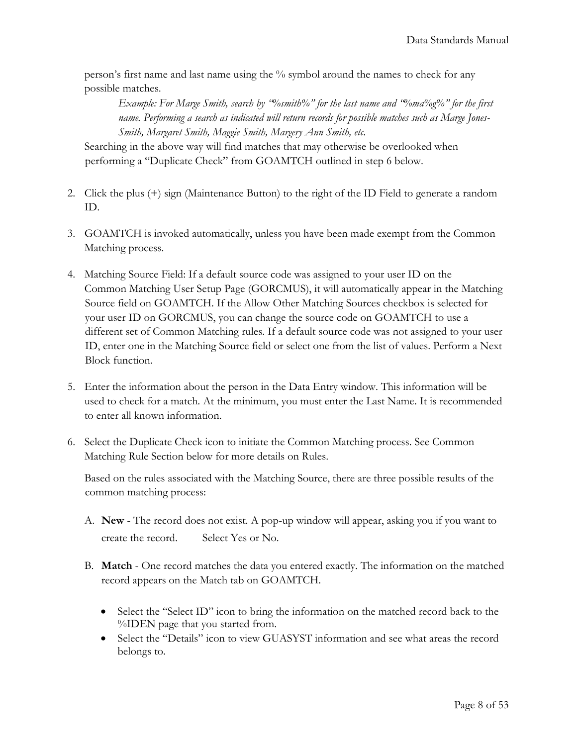person's first name and last name using the % symbol around the names to check for any possible matches.

> *Example: For Marge Smith, search by "%smith%" for the last name and "%ma%g%" for the first name. Performing a search as indicated will return records for possible matches such as Marge Jones-Smith, Margaret Smith, Maggie Smith, Margery Ann Smith, etc.*

Searching in the above way will find matches that may otherwise be overlooked when performing a "Duplicate Check" from GOAMTCH outlined in step 6 below.

2. Click the plus (+) sign (Maintenance Button) to the right of the ID Field to generate a random ID.

3. GOAMTCH is invoked automatically, unless you have been made exempt from the Common Matching process.

4. Matching Source Field: If a default source code was assigned to your user ID on the Common Matching User Setup Page (GORCMUS), it will automatically appear in the Matching Source field on GOAMTCH. If the Allow Other Matching Sources checkbox is selected for your user ID on GORCMUS, you can change the source code on GOAMTCH to use a different set of Common Matching rules. If a default source code was not assigned to your user ID, enter one in the Matching Source field or select one from the list of values. Perform a Next Block function.

5. Enter the information about the person in the Data Entry window. This information will be used to check for a match. At the minimum, you must enter the Last Name. It is recommended to enter all known information.

6. Select the Duplicate Check icon to initiate the Common Matching process. See Common Matching Rule Section below for more details on Rules.

   Based on the rules associated with the Matching Source, there are three possible results of the common matching process:

   A. **New** - The record does not exist. A pop-up window will appear, asking you if you want to create the record. Select Yes or No.

   B. **Match** - One record matches the data you entered exactly. The information on the matched record appears on the Match tab on GOAMTCH.

      - Select the "Select ID" icon to bring the information on the matched record back to the %IDEN page that you started from.
      - Select the "Details" icon to view GUASYST information and see what areas the record belongs to.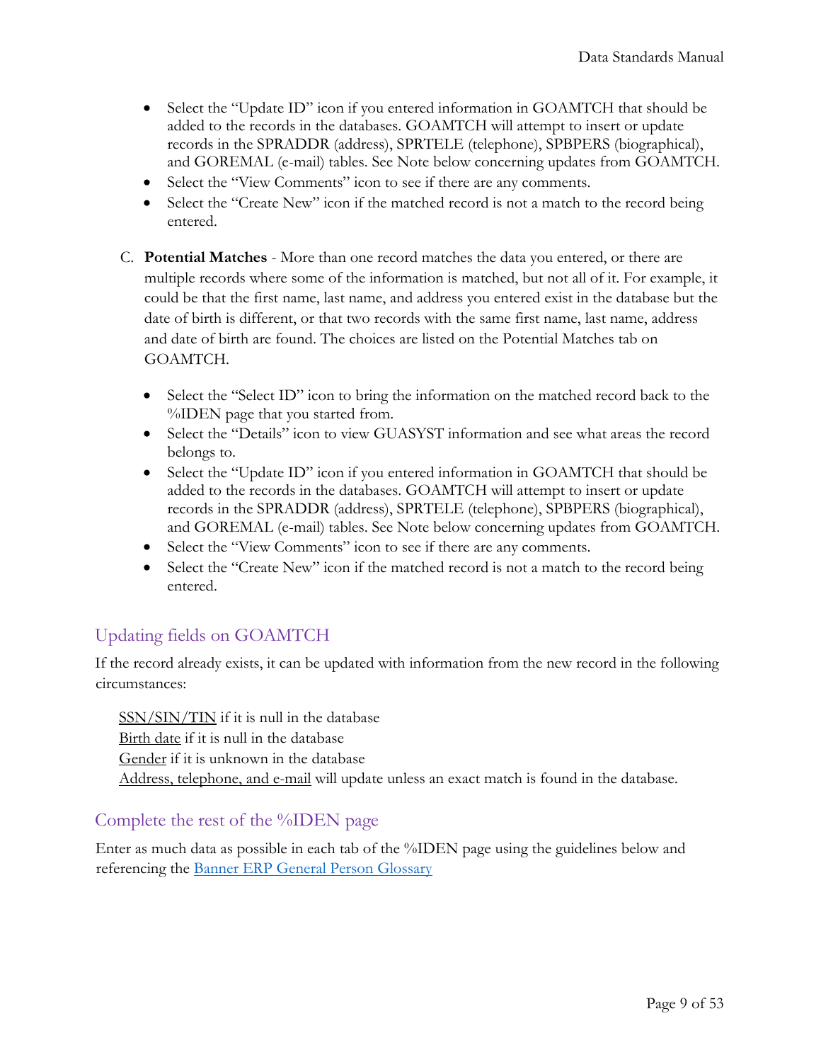- Select the "Update ID" icon if you entered information in GOAMTCH that should be added to the records in the databases. GOAMTCH will attempt to insert or update records in the SPRADDR (address), SPRTELE (telephone), SPBPERS (biographical), and GOREMAL (e-mail) tables. See Note below concerning updates from GOAMTCH.
- Select the "View Comments" icon to see if there are any comments.
- Select the "Create New" icon if the matched record is not a match to the record being entered.

C. **Potential Matches** - More than one record matches the data you entered, or there are multiple records where some of the information is matched, but not all of it. For example, it could be that the first name, last name, and address you entered exist in the database but the date of birth is different, or that two records with the same first name, last name, address and date of birth are found. The choices are listed on the Potential Matches tab on GOAMTCH.

- Select the "Select ID" icon to bring the information on the matched record back to the %IDEN page that you started from.
- Select the "Details" icon to view GUASYST information and see what areas the record belongs to.
- Select the "Update ID" icon if you entered information in GOAMTCH that should be added to the records in the databases. GOAMTCH will attempt to insert or update records in the SPRADDR (address), SPRTELE (telephone), SPBPERS (biographical), and GOREMAL (e-mail) tables. See Note below concerning updates from GOAMTCH.
- Select the "View Comments" icon to see if there are any comments.
- Select the "Create New" icon if the matched record is not a match to the record being entered.

## Updating fields on GOAMTCH

If the record already exists, it can be updated with information from the new record in the following circumstances:

SSN/SIN/TIN if it is null in the database
Birth date if it is null in the database
Gender if it is unknown in the database
Address, telephone, and e-mail will update unless an exact match is found in the database.

## Complete the rest of the %IDEN page

Enter as much data as possible in each tab of the %IDEN page using the guidelines below and referencing the Banner ERP General Person Glossary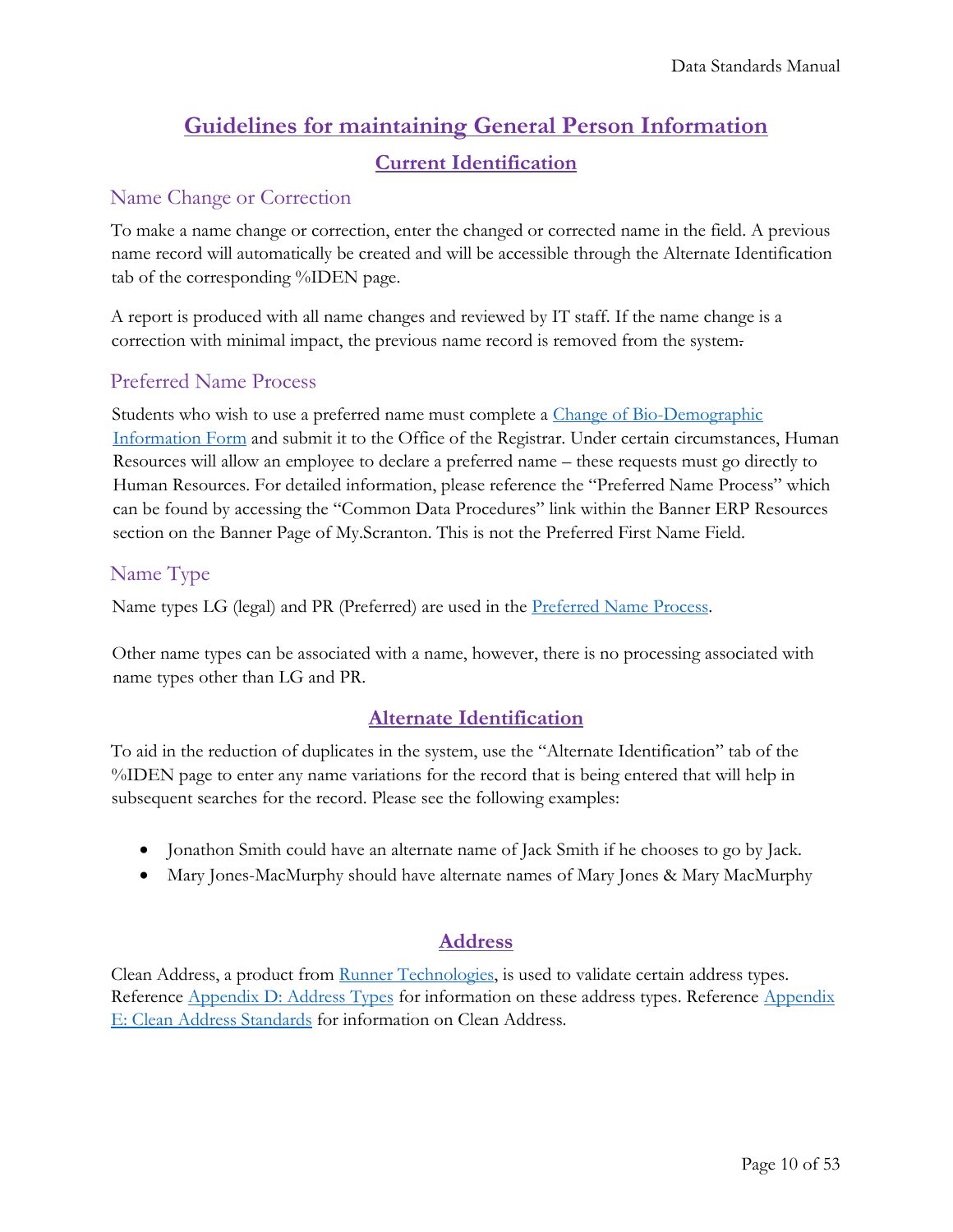# Guidelines for maintaining General Person Information

## Current Identification

### Name Change or Correction

To make a name change or correction, enter the changed or corrected name in the field. A previous name record will automatically be created and will be accessible through the Alternate Identification tab of the corresponding %IDEN page.

A report is produced with all name changes and reviewed by IT staff. If the name change is a correction with minimal impact, the previous name record is removed from the system.

### Preferred Name Process

Students who wish to use a preferred name must complete a [Change of Bio-Demographic Information Form]() and submit it to the Office of the Registrar. Under certain circumstances, Human Resources will allow an employee to declare a preferred name – these requests must go directly to Human Resources. For detailed information, please reference the "Preferred Name Process" which can be found by accessing the "Common Data Procedures" link within the Banner ERP Resources section on the Banner Page of My.Scranton. This is not the Preferred First Name Field.

### Name Type

Name types LG (legal) and PR (Preferred) are used in the [Preferred Name Process]().

Other name types can be associated with a name, however, there is no processing associated with name types other than LG and PR.

## Alternate Identification

To aid in the reduction of duplicates in the system, use the "Alternate Identification" tab of the %IDEN page to enter any name variations for the record that is being entered that will help in subsequent searches for the record. Please see the following examples:

- Jonathon Smith could have an alternate name of Jack Smith if he chooses to go by Jack.
- Mary Jones-MacMurphy should have alternate names of Mary Jones & Mary MacMurphy

## Address

Clean Address, a product from [Runner Technologies](), is used to validate certain address types. Reference [Appendix D: Address Types]() for information on these address types. Reference [Appendix E: Clean Address Standards]() for information on Clean Address.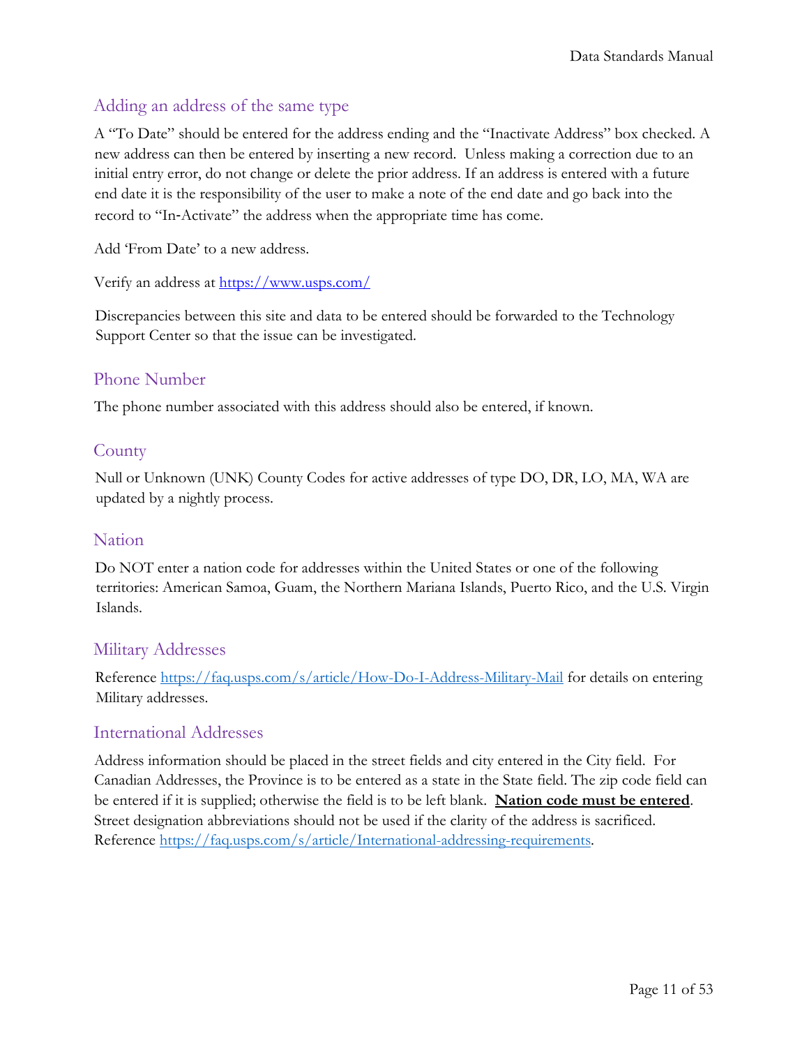## Adding an address of the same type

A "To Date" should be entered for the address ending and the "Inactivate Address" box checked. A new address can then be entered by inserting a new record. Unless making a correction due to an initial entry error, do not change or delete the prior address. If an address is entered with a future end date it is the responsibility of the user to make a note of the end date and go back into the record to "In-Activate" the address when the appropriate time has come.

Add 'From Date' to a new address.

Verify an address at https://www.usps.com/

Discrepancies between this site and data to be entered should be forwarded to the Technology Support Center so that the issue can be investigated.

## Phone Number

The phone number associated with this address should also be entered, if known.

## County

Null or Unknown (UNK) County Codes for active addresses of type DO, DR, LO, MA, WA are updated by a nightly process.

## Nation

Do NOT enter a nation code for addresses within the United States or one of the following territories: American Samoa, Guam, the Northern Mariana Islands, Puerto Rico, and the U.S. Virgin Islands.

## Military Addresses

Reference https://faq.usps.com/s/article/How-Do-I-Address-Military-Mail for details on entering Military addresses.

## International Addresses

Address information should be placed in the street fields and city entered in the City field. For Canadian Addresses, the Province is to be entered as a state in the State field. The zip code field can be entered if it is supplied; otherwise the field is to be left blank. **Nation code must be entered**. Street designation abbreviations should not be used if the clarity of the address is sacrificed. Reference https://faq.usps.com/s/article/International-addressing-requirements.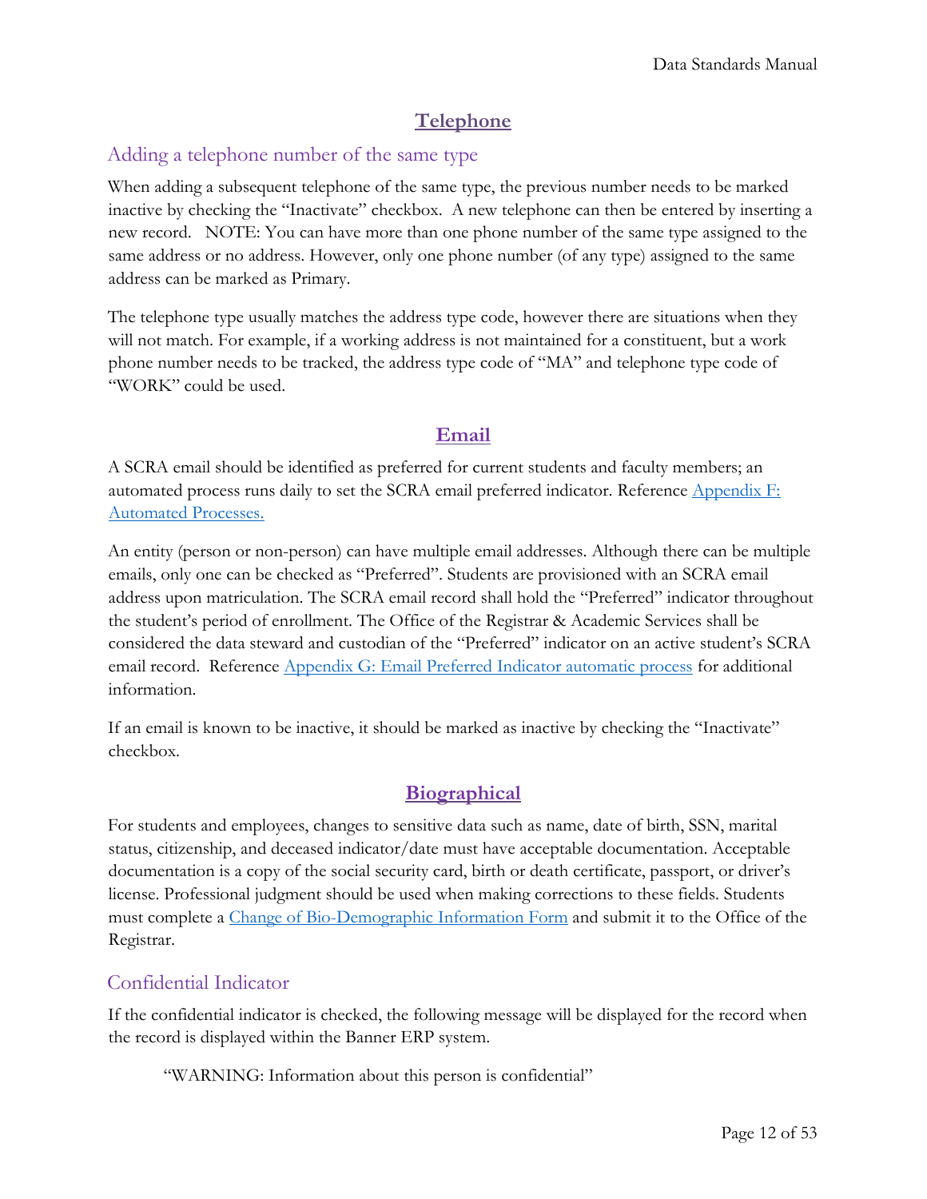## Telephone

### Adding a telephone number of the same type

When adding a subsequent telephone of the same type, the previous number needs to be marked inactive by checking the "Inactivate" checkbox. A new telephone can then be entered by inserting a new record. NOTE: You can have more than one phone number of the same type assigned to the same address or no address. However, only one phone number (of any type) assigned to the same address can be marked as Primary.

The telephone type usually matches the address type code, however there are situations when they will not match. For example, if a working address is not maintained for a constituent, but a work phone number needs to be tracked, the address type code of "MA" and telephone type code of "WORK" could be used.

## Email

A SCRA email should be identified as preferred for current students and faculty members; an automated process runs daily to set the SCRA email preferred indicator. Reference [Appendix F: Automated Processes.]()

An entity (person or non-person) can have multiple email addresses. Although there can be multiple emails, only one can be checked as "Preferred". Students are provisioned with an SCRA email address upon matriculation. The SCRA email record shall hold the "Preferred" indicator throughout the student's period of enrollment. The Office of the Registrar & Academic Services shall be considered the data steward and custodian of the "Preferred" indicator on an active student's SCRA email record. Reference [Appendix G: Email Preferred Indicator automatic process]() for additional information.

If an email is known to be inactive, it should be marked as inactive by checking the "Inactivate" checkbox.

## Biographical

For students and employees, changes to sensitive data such as name, date of birth, SSN, marital status, citizenship, and deceased indicator/date must have acceptable documentation. Acceptable documentation is a copy of the social security card, birth or death certificate, passport, or driver's license. Professional judgment should be used when making corrections to these fields. Students must complete a [Change of Bio-Demographic Information Form]() and submit it to the Office of the Registrar.

### Confidential Indicator

If the confidential indicator is checked, the following message will be displayed for the record when the record is displayed within the Banner ERP system.

> "WARNING: Information about this person is confidential"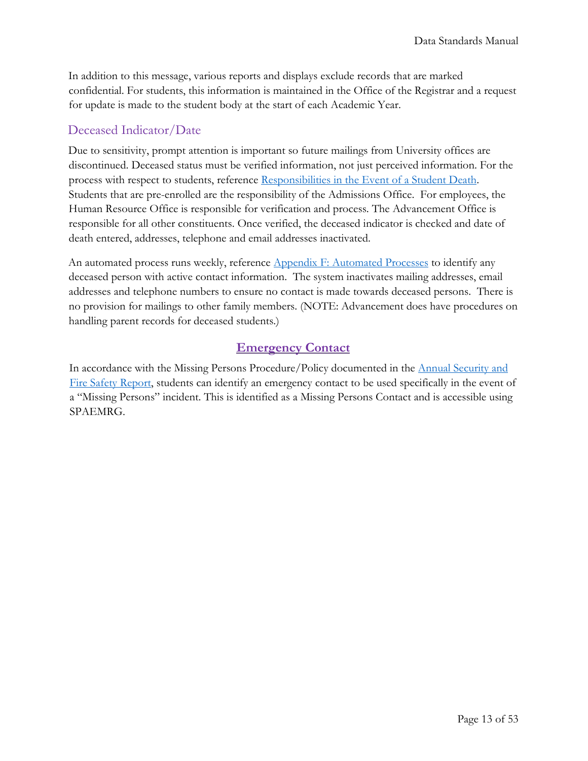In addition to this message, various reports and displays exclude records that are marked confidential. For students, this information is maintained in the Office of the Registrar and a request for update is made to the student body at the start of each Academic Year.

### Deceased Indicator/Date

Due to sensitivity, prompt attention is important so future mailings from University offices are discontinued. Deceased status must be verified information, not just perceived information. For the process with respect to students, reference [Responsibilities in the Event of a Student Death](). Students that are pre-enrolled are the responsibility of the Admissions Office. For employees, the Human Resource Office is responsible for verification and process. The Advancement Office is responsible for all other constituents. Once verified, the deceased indicator is checked and date of death entered, addresses, telephone and email addresses inactivated.

An automated process runs weekly, reference [Appendix F: Automated Processes]() to identify any deceased person with active contact information. The system inactivates mailing addresses, email addresses and telephone numbers to ensure no contact is made towards deceased persons. There is no provision for mailings to other family members. (NOTE: Advancement does have procedures on handling parent records for deceased students.)

## Emergency Contact

In accordance with the Missing Persons Procedure/Policy documented in the [Annual Security and Fire Safety Report](), students can identify an emergency contact to be used specifically in the event of a "Missing Persons" incident. This is identified as a Missing Persons Contact and is accessible using SPAEMRG.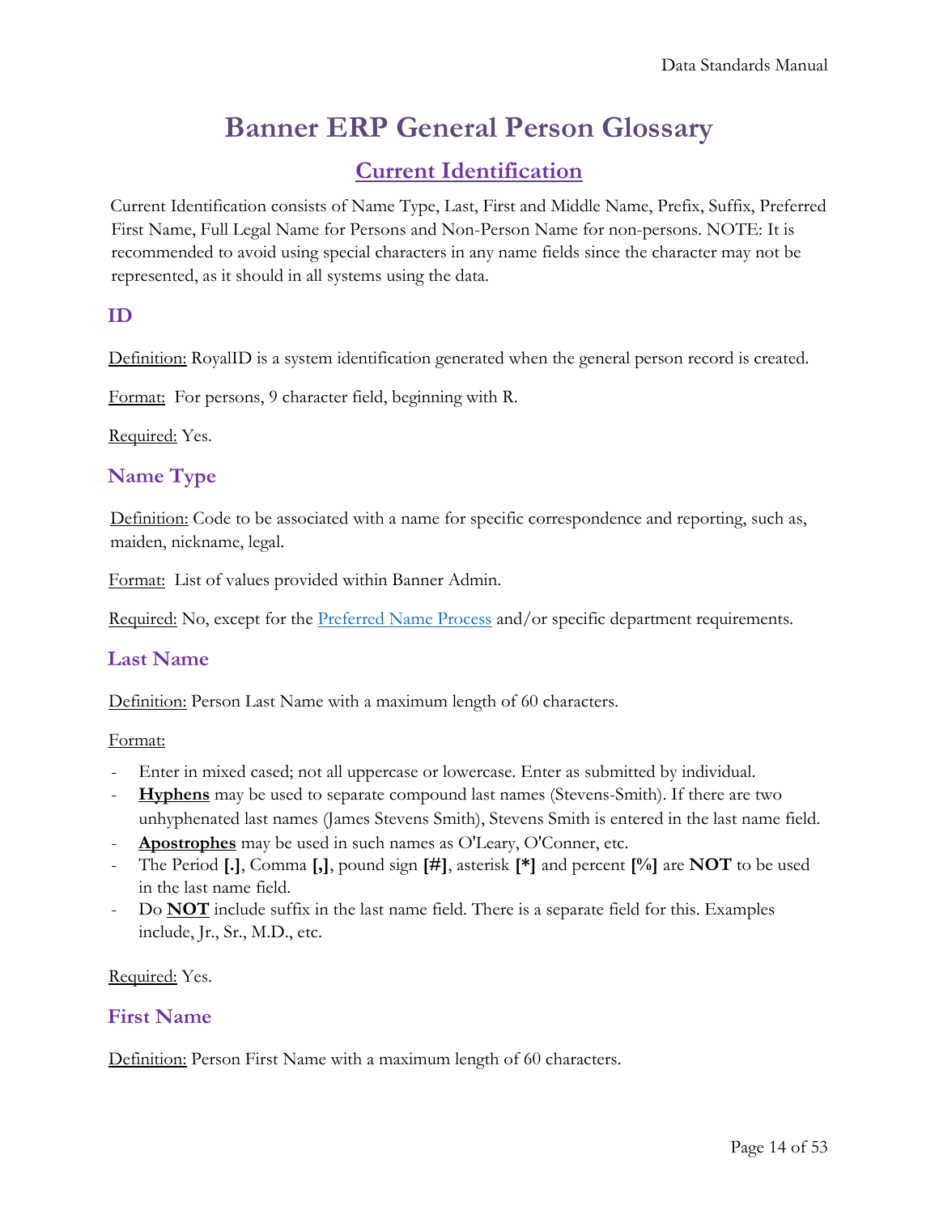# Banner ERP General Person Glossary

## Current Identification

Current Identification consists of Name Type, Last, First and Middle Name, Prefix, Suffix, Preferred First Name, Full Legal Name for Persons and Non-Person Name for non-persons. NOTE: It is recommended to avoid using special characters in any name fields since the character may not be represented, as it should in all systems using the data.

### ID

Definition: RoyalID is a system identification generated when the general person record is created.

Format: For persons, 9 character field, beginning with R.

Required: Yes.

### Name Type

Definition: Code to be associated with a name for specific correspondence and reporting, such as, maiden, nickname, legal.

Format: List of values provided within Banner Admin.

Required: No, except for the Preferred Name Process and/or specific department requirements.

### Last Name

Definition: Person Last Name with a maximum length of 60 characters.

Format:

- Enter in mixed cased; not all uppercase or lowercase. Enter as submitted by individual.
- **Hyphens** may be used to separate compound last names (Stevens-Smith). If there are two unhyphenated last names (James Stevens Smith), Stevens Smith is entered in the last name field.
- **Apostrophes** may be used in such names as O'Leary, O'Conner, etc.
- The Period **[.]**, Comma **[,]**, pound sign **[#]**, asterisk **[*]** and percent **[%]** are **NOT** to be used in the last name field.
- Do **NOT** include suffix in the last name field. There is a separate field for this. Examples include, Jr., Sr., M.D., etc.

Required: Yes.

### First Name

Definition: Person First Name with a maximum length of 60 characters.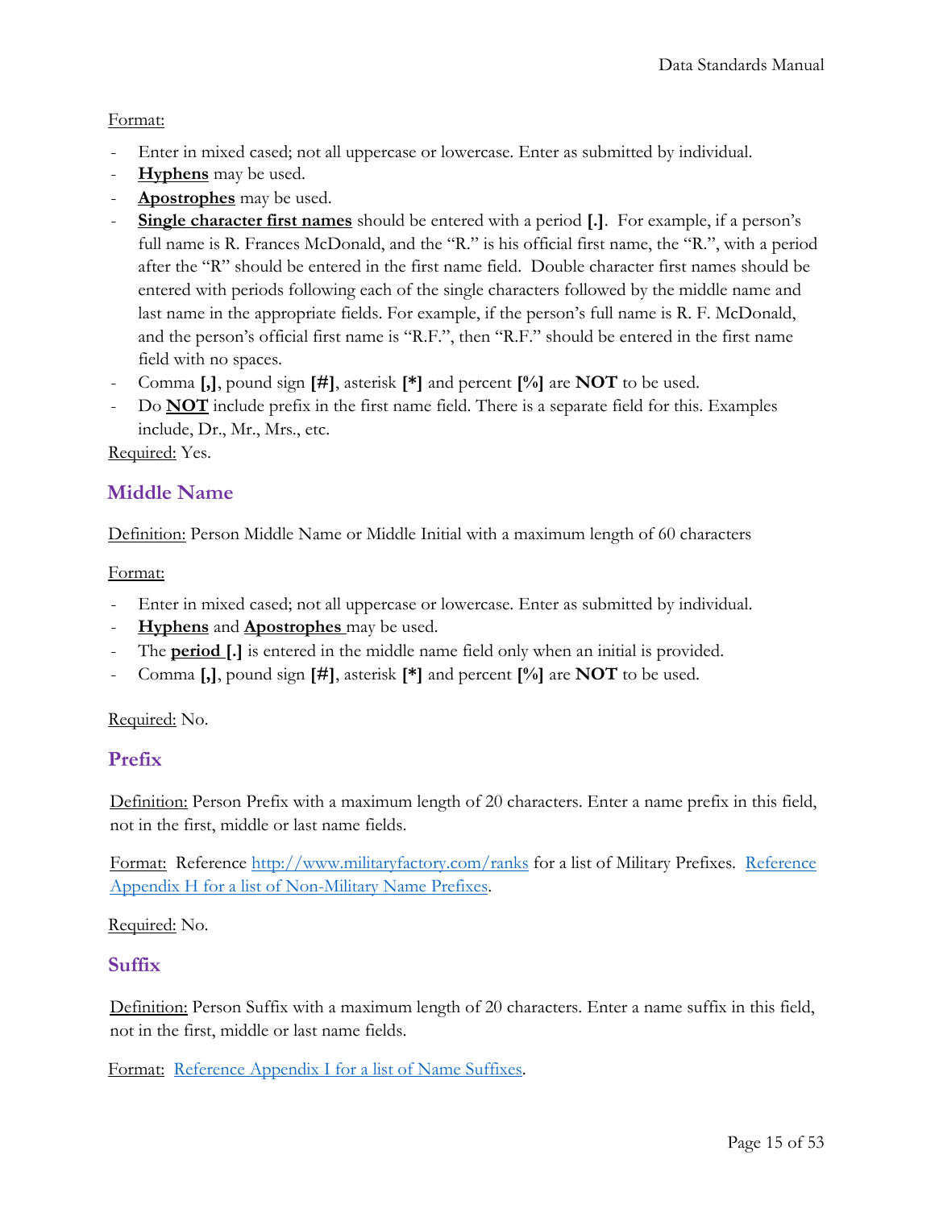Format:

- Enter in mixed cased; not all uppercase or lowercase. Enter as submitted by individual.
- **Hyphens** may be used.
- **Apostrophes** may be used.
- **Single character first names** should be entered with a period **[.]**. For example, if a person's full name is R. Frances McDonald, and the "R." is his official first name, the "R.", with a period after the "R" should be entered in the first name field. Double character first names should be entered with periods following each of the single characters followed by the middle name and last name in the appropriate fields. For example, if the person's full name is R. F. McDonald, and the person's official first name is "R.F.", then "R.F." should be entered in the first name field with no spaces.
- Comma **[,]**, pound sign **[#]**, asterisk **[*]** and percent **[%]** are **NOT** to be used.
- Do **NOT** include prefix in the first name field. There is a separate field for this. Examples include, Dr., Mr., Mrs., etc.

Required: Yes.

## Middle Name

Definition: Person Middle Name or Middle Initial with a maximum length of 60 characters

Format:

- Enter in mixed cased; not all uppercase or lowercase. Enter as submitted by individual.
- **Hyphens** and **Apostrophes** may be used.
- The **period [.]** is entered in the middle name field only when an initial is provided.
- Comma **[,]**, pound sign **[#]**, asterisk **[*]** and percent **[%]** are **NOT** to be used.

Required: No.

## Prefix

Definition: Person Prefix with a maximum length of 20 characters. Enter a name prefix in this field, not in the first, middle or last name fields.

Format: Reference http://www.militaryfactory.com/ranks for a list of Military Prefixes. Reference Appendix H for a list of Non-Military Name Prefixes.

Required: No.

## Suffix

Definition: Person Suffix with a maximum length of 20 characters. Enter a name suffix in this field, not in the first, middle or last name fields.

Format: Reference Appendix I for a list of Name Suffixes.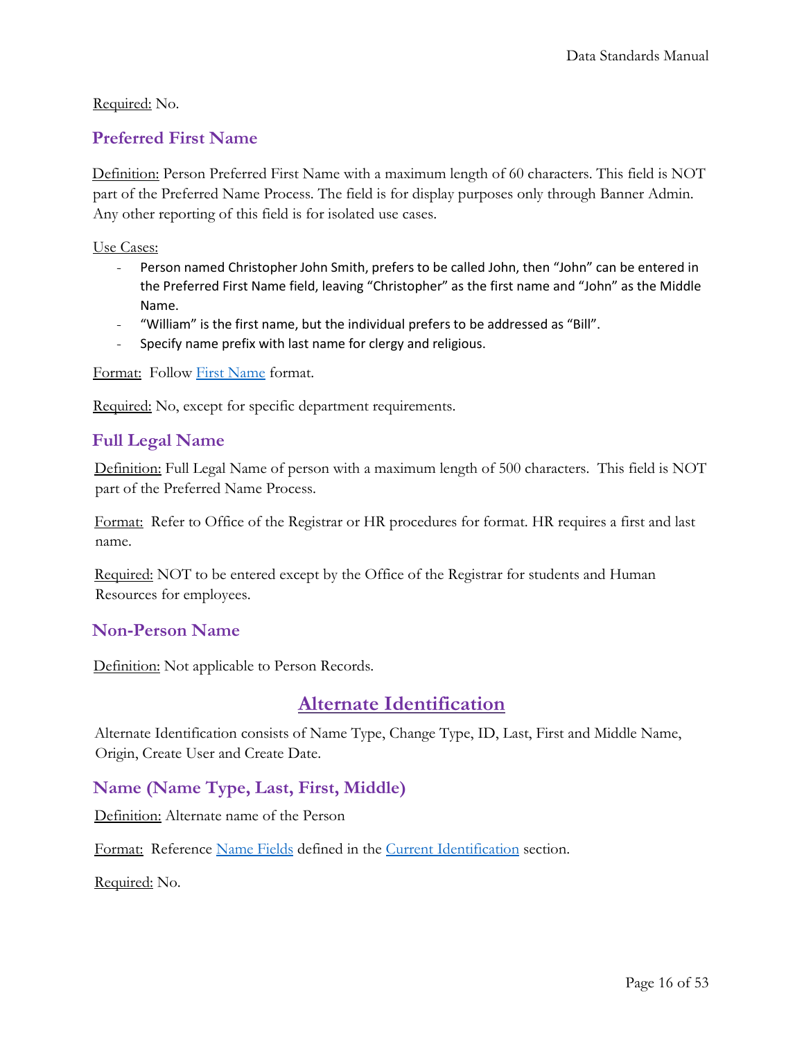Required: No.

### Preferred First Name

Definition: Person Preferred First Name with a maximum length of 60 characters. This field is NOT part of the Preferred Name Process. The field is for display purposes only through Banner Admin. Any other reporting of this field is for isolated use cases.

Use Cases:

- Person named Christopher John Smith, prefers to be called John, then "John" can be entered in the Preferred First Name field, leaving "Christopher" as the first name and "John" as the Middle Name.
- "William" is the first name, but the individual prefers to be addressed as "Bill".
- Specify name prefix with last name for clergy and religious.

Format: Follow [First Name](#) format.

Required: No, except for specific department requirements.

### Full Legal Name

Definition: Full Legal Name of person with a maximum length of 500 characters. This field is NOT part of the Preferred Name Process.

Format: Refer to Office of the Registrar or HR procedures for format. HR requires a first and last name.

Required: NOT to be entered except by the Office of the Registrar for students and Human Resources for employees.

### Non-Person Name

Definition: Not applicable to Person Records.

## Alternate Identification

Alternate Identification consists of Name Type, Change Type, ID, Last, First and Middle Name, Origin, Create User and Create Date.

### Name (Name Type, Last, First, Middle)

Definition: Alternate name of the Person

Format: Reference [Name Fields](#) defined in the [Current Identification](#) section.

Required: No.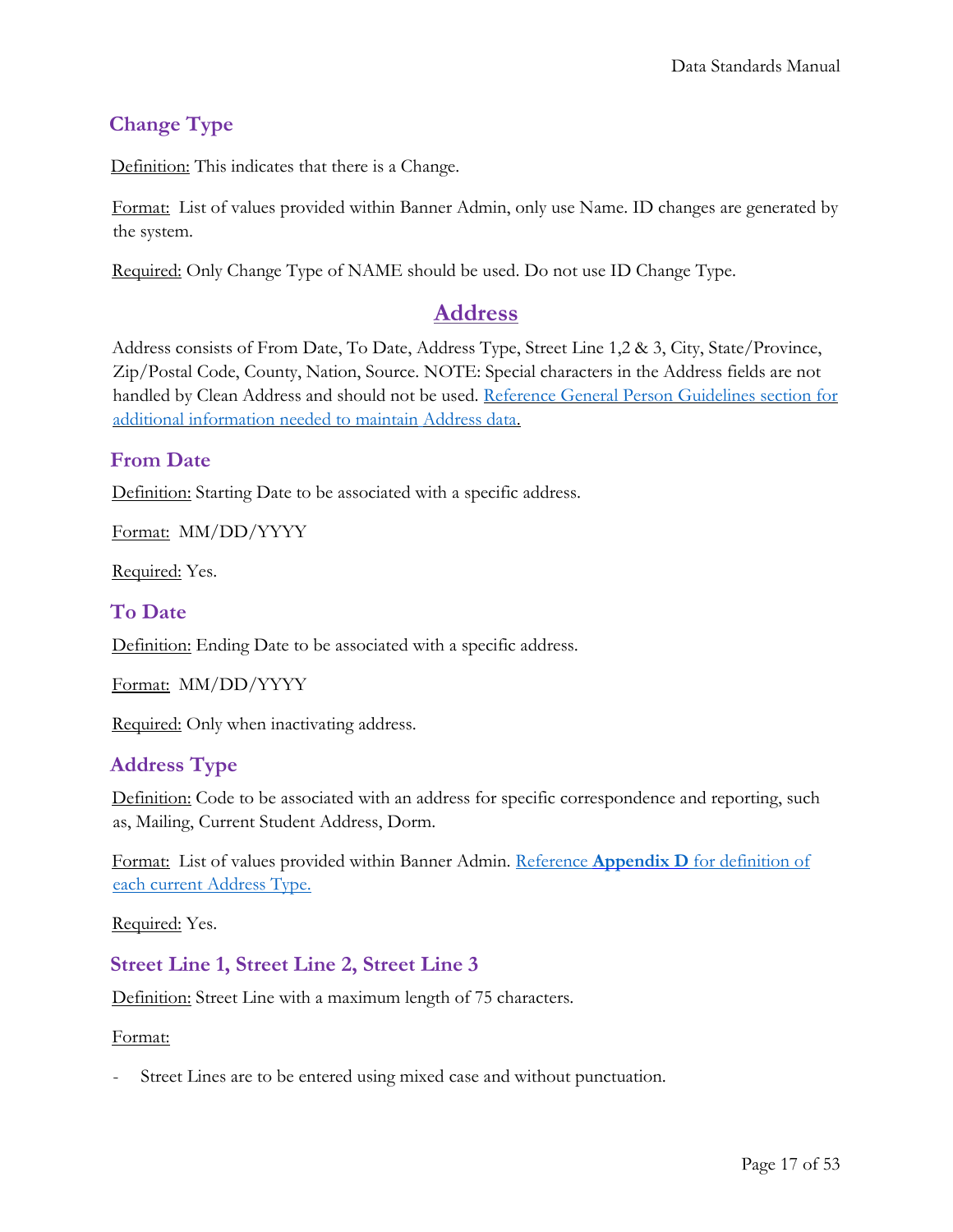### Change Type

Definition: This indicates that there is a Change.

Format: List of values provided within Banner Admin, only use Name. ID changes are generated by the system.

Required: Only Change Type of NAME should be used. Do not use ID Change Type.

## Address

Address consists of From Date, To Date, Address Type, Street Line 1,2 & 3, City, State/Province, Zip/Postal Code, County, Nation, Source. NOTE: Special characters in the Address fields are not handled by Clean Address and should not be used. Reference General Person Guidelines section for additional information needed to maintain Address data.

### From Date

Definition: Starting Date to be associated with a specific address.

Format: MM/DD/YYYY

Required: Yes.

### To Date

Definition: Ending Date to be associated with a specific address.

Format: MM/DD/YYYY

Required: Only when inactivating address.

### Address Type

Definition: Code to be associated with an address for specific correspondence and reporting, such as, Mailing, Current Student Address, Dorm.

Format: List of values provided within Banner Admin. Reference **Appendix D** for definition of each current Address Type.

Required: Yes.

### Street Line 1, Street Line 2, Street Line 3

Definition: Street Line with a maximum length of 75 characters.

Format:

- Street Lines are to be entered using mixed case and without punctuation.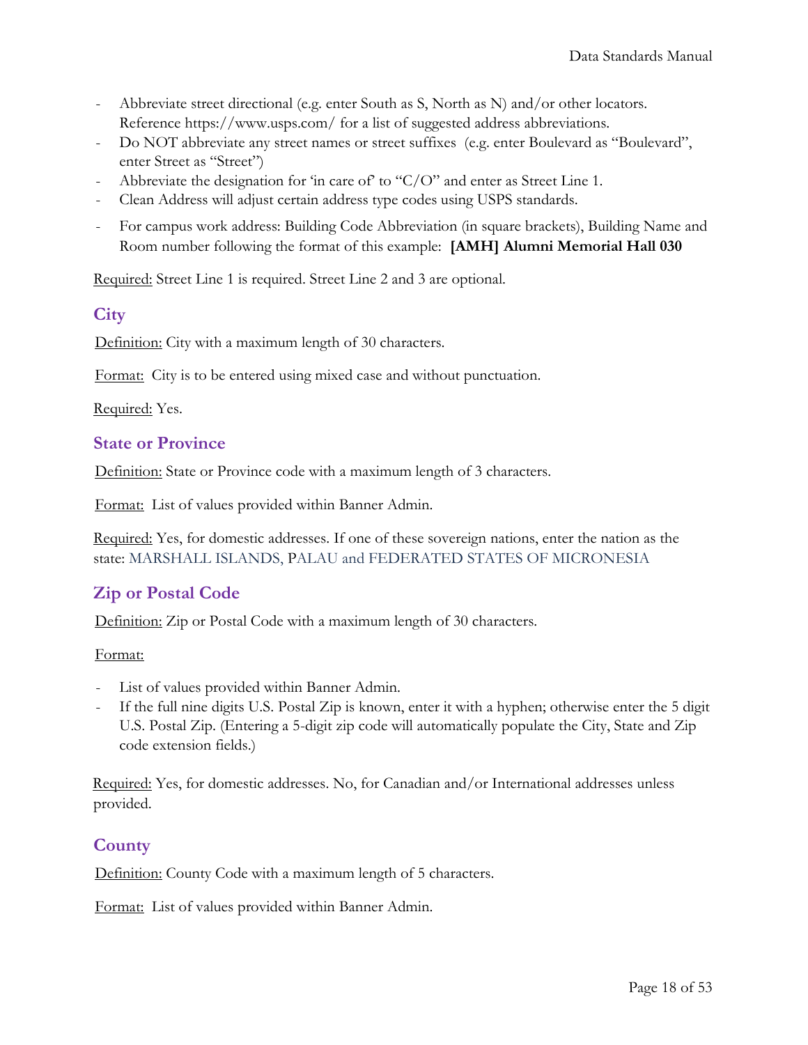- Abbreviate street directional (e.g. enter South as S, North as N) and/or other locators. Reference https://www.usps.com/ for a list of suggested address abbreviations.
- Do NOT abbreviate any street names or street suffixes (e.g. enter Boulevard as "Boulevard", enter Street as "Street")
- Abbreviate the designation for 'in care of' to "C/O" and enter as Street Line 1.
- Clean Address will adjust certain address type codes using USPS standards.
- For campus work address: Building Code Abbreviation (in square brackets), Building Name and Room number following the format of this example: **[AMH] Alumni Memorial Hall 030**

Required: Street Line 1 is required. Street Line 2 and 3 are optional.

## City

Definition: City with a maximum length of 30 characters.

Format: City is to be entered using mixed case and without punctuation.

Required: Yes.

## State or Province

Definition: State or Province code with a maximum length of 3 characters.

Format: List of values provided within Banner Admin.

Required: Yes, for domestic addresses. If one of these sovereign nations, enter the nation as the state: MARSHALL ISLANDS, PALAU and FEDERATED STATES OF MICRONESIA

## Zip or Postal Code

Definition: Zip or Postal Code with a maximum length of 30 characters.

Format:

- List of values provided within Banner Admin.
- If the full nine digits U.S. Postal Zip is known, enter it with a hyphen; otherwise enter the 5 digit U.S. Postal Zip. (Entering a 5-digit zip code will automatically populate the City, State and Zip code extension fields.)

Required: Yes, for domestic addresses. No, for Canadian and/or International addresses unless provided.

## County

Definition: County Code with a maximum length of 5 characters.

Format: List of values provided within Banner Admin.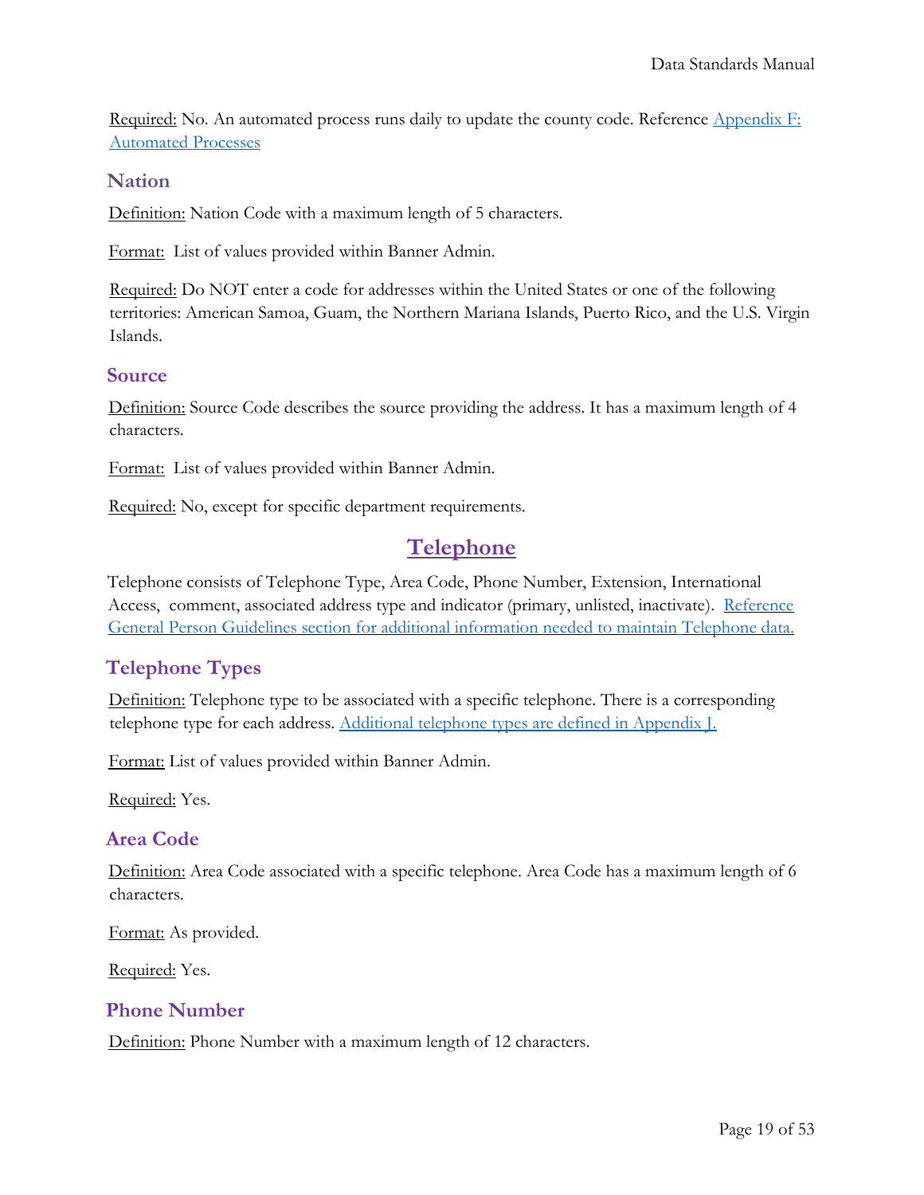Required: No. An automated process runs daily to update the county code. Reference [Appendix F: Automated Processes]

### Nation

Definition: Nation Code with a maximum length of 5 characters.

Format: List of values provided within Banner Admin.

Required: Do NOT enter a code for addresses within the United States or one of the following territories: American Samoa, Guam, the Northern Mariana Islands, Puerto Rico, and the U.S. Virgin Islands.

### Source

Definition: Source Code describes the source providing the address. It has a maximum length of 4 characters.

Format: List of values provided within Banner Admin.

Required: No, except for specific department requirements.

## Telephone

Telephone consists of Telephone Type, Area Code, Phone Number, Extension, International Access, comment, associated address type and indicator (primary, unlisted, inactivate). Reference General Person Guidelines section for additional information needed to maintain Telephone data.

### Telephone Types

Definition: Telephone type to be associated with a specific telephone. There is a corresponding telephone type for each address. Additional telephone types are defined in Appendix J.

Format: List of values provided within Banner Admin.

Required: Yes.

### Area Code

Definition: Area Code associated with a specific telephone. Area Code has a maximum length of 6 characters.

Format: As provided.

Required: Yes.

### Phone Number

Definition: Phone Number with a maximum length of 12 characters.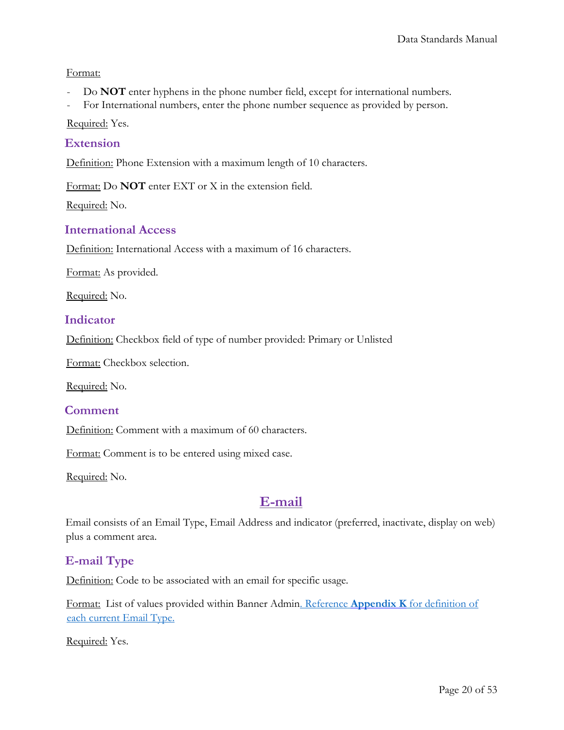Format:

- Do **NOT** enter hyphens in the phone number field, except for international numbers.
- For International numbers, enter the phone number sequence as provided by person.

Required: Yes.

### Extension

Definition: Phone Extension with a maximum length of 10 characters.

Format: Do **NOT** enter EXT or X in the extension field.

Required: No.

### International Access

Definition: International Access with a maximum of 16 characters.

Format: As provided.

Required: No.

### Indicator

Definition: Checkbox field of type of number provided: Primary or Unlisted

Format: Checkbox selection.

Required: No.

### Comment

Definition: Comment with a maximum of 60 characters.

Format: Comment is to be entered using mixed case.

Required: No.

## E-mail

Email consists of an Email Type, Email Address and indicator (preferred, inactivate, display on web) plus a comment area.

### E-mail Type

Definition: Code to be associated with an email for specific usage.

Format: List of values provided within Banner Admin. Reference **Appendix K** for definition of each current Email Type.

Required: Yes.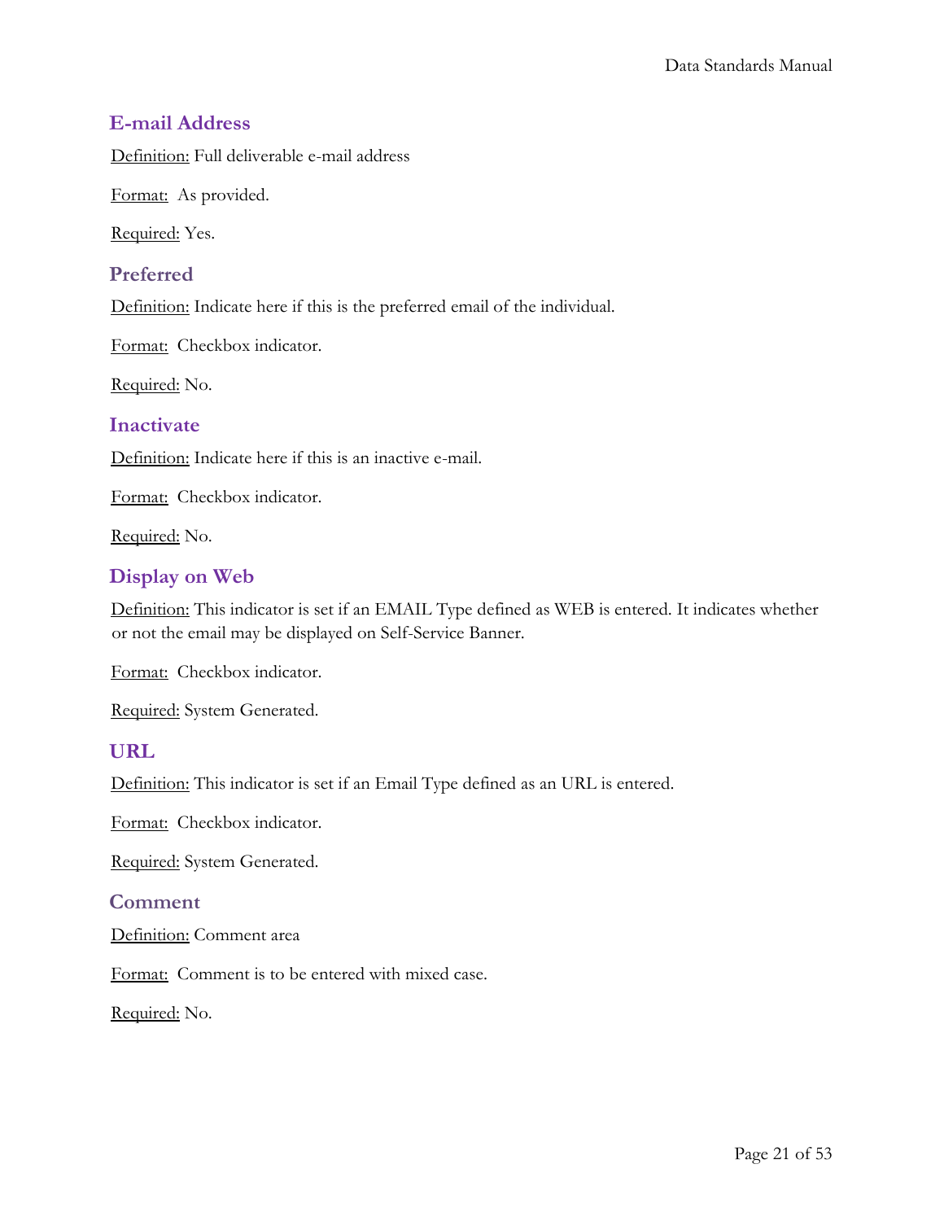### E-mail Address

Definition: Full deliverable e-mail address

Format: As provided.

Required: Yes.

### Preferred

Definition: Indicate here if this is the preferred email of the individual.

Format: Checkbox indicator.

Required: No.

### Inactivate

Definition: Indicate here if this is an inactive e-mail.

Format: Checkbox indicator.

Required: No.

### Display on Web

Definition: This indicator is set if an EMAIL Type defined as WEB is entered. It indicates whether or not the email may be displayed on Self-Service Banner.

Format: Checkbox indicator.

Required: System Generated.

### URL

Definition: This indicator is set if an Email Type defined as an URL is entered.

Format: Checkbox indicator.

Required: System Generated.

### Comment

Definition: Comment area

Format: Comment is to be entered with mixed case.

Required: No.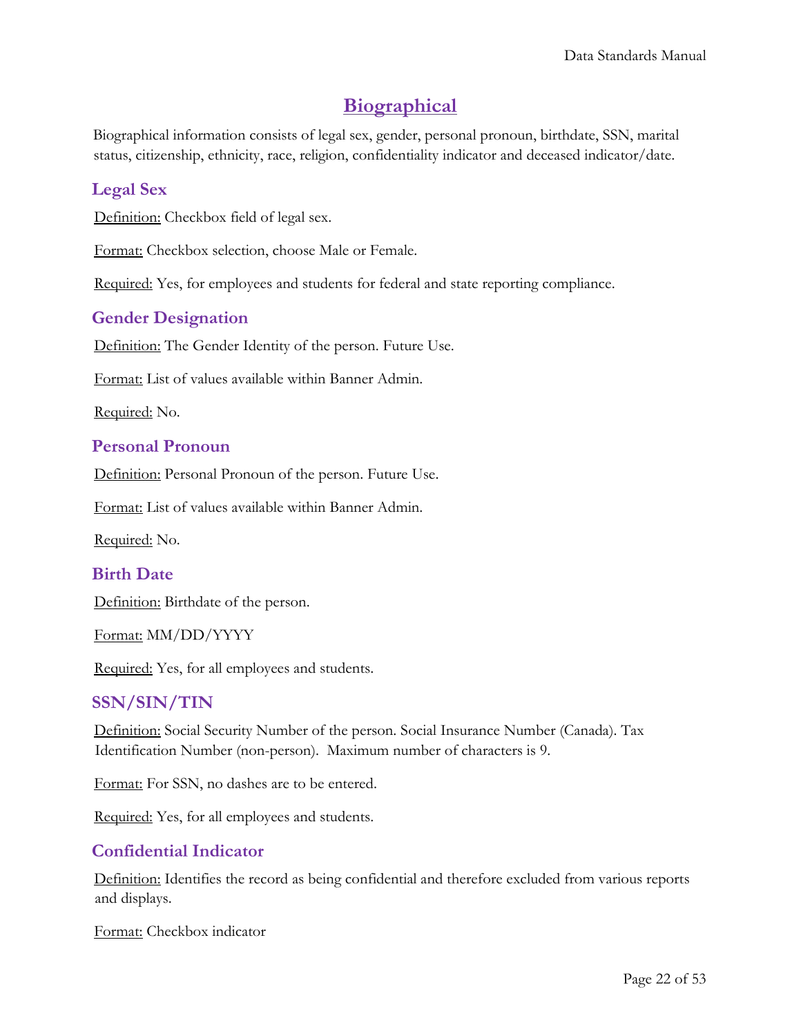# Biographical

Biographical information consists of legal sex, gender, personal pronoun, birthdate, SSN, marital status, citizenship, ethnicity, race, religion, confidentiality indicator and deceased indicator/date.

## Legal Sex

Definition: Checkbox field of legal sex.

Format: Checkbox selection, choose Male or Female.

Required: Yes, for employees and students for federal and state reporting compliance.

## Gender Designation

Definition: The Gender Identity of the person. Future Use.

Format: List of values available within Banner Admin.

Required: No.

## Personal Pronoun

Definition: Personal Pronoun of the person. Future Use.

Format: List of values available within Banner Admin.

Required: No.

## Birth Date

Definition: Birthdate of the person.

Format: MM/DD/YYYY

Required: Yes, for all employees and students.

## SSN/SIN/TIN

Definition: Social Security Number of the person. Social Insurance Number (Canada). Tax Identification Number (non-person). Maximum number of characters is 9.

Format: For SSN, no dashes are to be entered.

Required: Yes, for all employees and students.

## Confidential Indicator

Definition: Identifies the record as being confidential and therefore excluded from various reports and displays.

Format: Checkbox indicator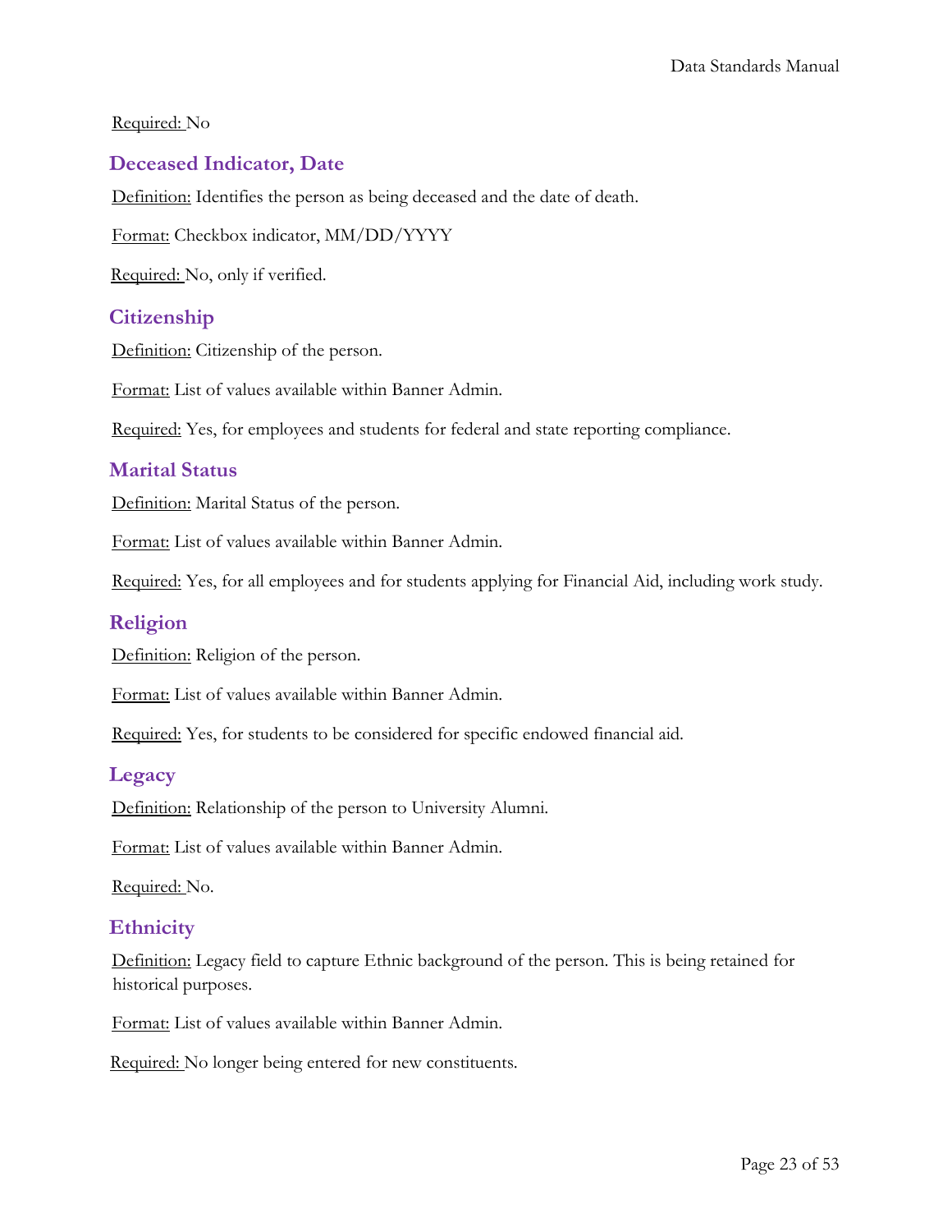Required: No

### Deceased Indicator, Date

Definition: Identifies the person as being deceased and the date of death.

Format: Checkbox indicator, MM/DD/YYYY

Required: No, only if verified.

### Citizenship

Definition: Citizenship of the person.

Format: List of values available within Banner Admin.

Required: Yes, for employees and students for federal and state reporting compliance.

### Marital Status

Definition: Marital Status of the person.

Format: List of values available within Banner Admin.

Required: Yes, for all employees and for students applying for Financial Aid, including work study.

### Religion

Definition: Religion of the person.

Format: List of values available within Banner Admin.

Required: Yes, for students to be considered for specific endowed financial aid.

### Legacy

Definition: Relationship of the person to University Alumni.

Format: List of values available within Banner Admin.

Required: No.

### Ethnicity

Definition: Legacy field to capture Ethnic background of the person. This is being retained for historical purposes.

Format: List of values available within Banner Admin.

Required: No longer being entered for new constituents.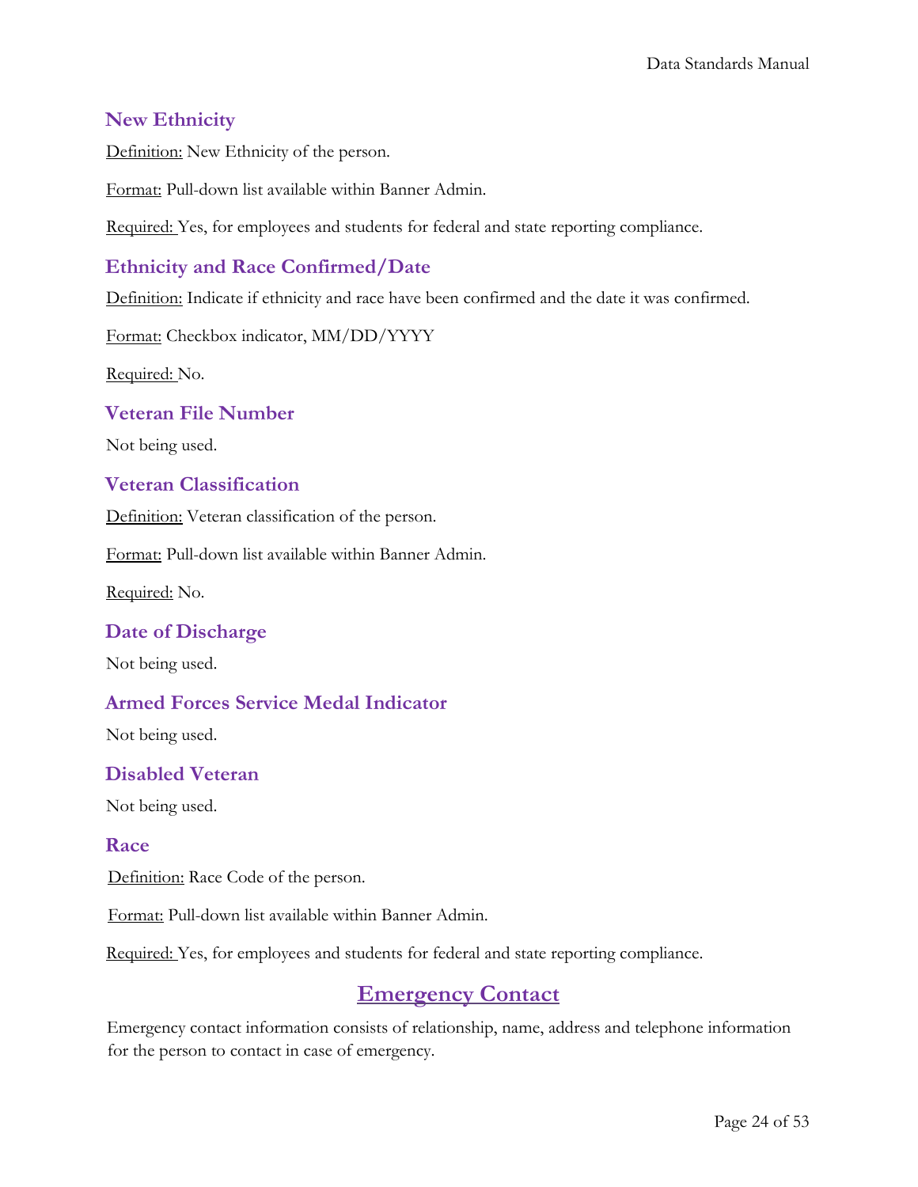### New Ethnicity

Definition: New Ethnicity of the person.

Format: Pull-down list available within Banner Admin.

Required: Yes, for employees and students for federal and state reporting compliance.

### Ethnicity and Race Confirmed/Date

Definition: Indicate if ethnicity and race have been confirmed and the date it was confirmed.

Format: Checkbox indicator, MM/DD/YYYY

Required: No.

### Veteran File Number

Not being used.

### Veteran Classification

Definition: Veteran classification of the person.

Format: Pull-down list available within Banner Admin.

Required: No.

### Date of Discharge

Not being used.

### Armed Forces Service Medal Indicator

Not being used.

### Disabled Veteran

Not being used.

### Race

Definition: Race Code of the person.

Format: Pull-down list available within Banner Admin.

Required: Yes, for employees and students for federal and state reporting compliance.

## Emergency Contact

Emergency contact information consists of relationship, name, address and telephone information for the person to contact in case of emergency.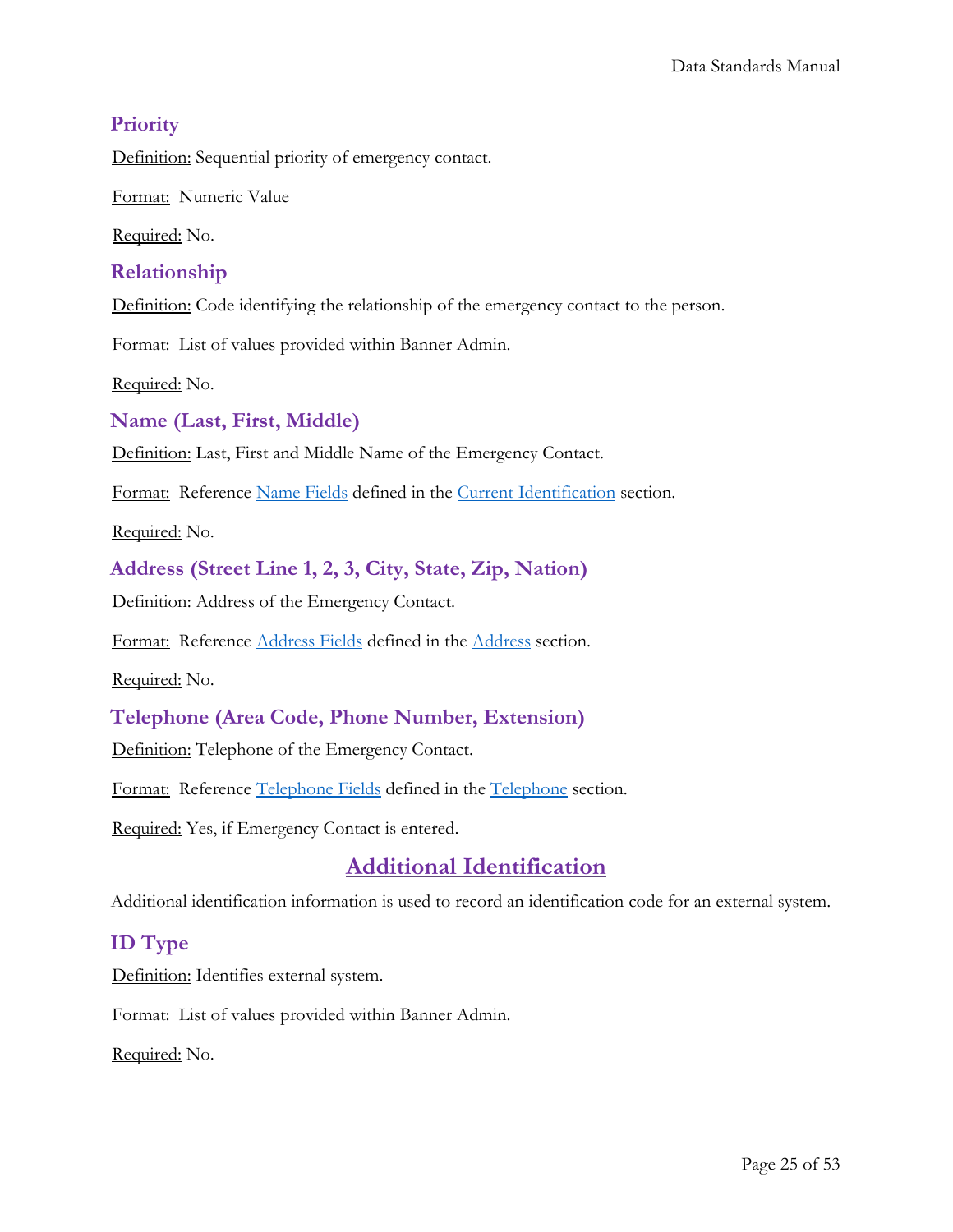### Priority

Definition: Sequential priority of emergency contact.

Format: Numeric Value

Required: No.

### Relationship

Definition: Code identifying the relationship of the emergency contact to the person.

Format: List of values provided within Banner Admin.

Required: No.

### Name (Last, First, Middle)

Definition: Last, First and Middle Name of the Emergency Contact.

Format: Reference Name Fields defined in the Current Identification section.

Required: No.

### Address (Street Line 1, 2, 3, City, State, Zip, Nation)

Definition: Address of the Emergency Contact.

Format: Reference Address Fields defined in the Address section.

Required: No.

### Telephone (Area Code, Phone Number, Extension)

Definition: Telephone of the Emergency Contact.

Format: Reference Telephone Fields defined in the Telephone section.

Required: Yes, if Emergency Contact is entered.

## Additional Identification

Additional identification information is used to record an identification code for an external system.

### ID Type

Definition: Identifies external system.

Format: List of values provided within Banner Admin.

Required: No.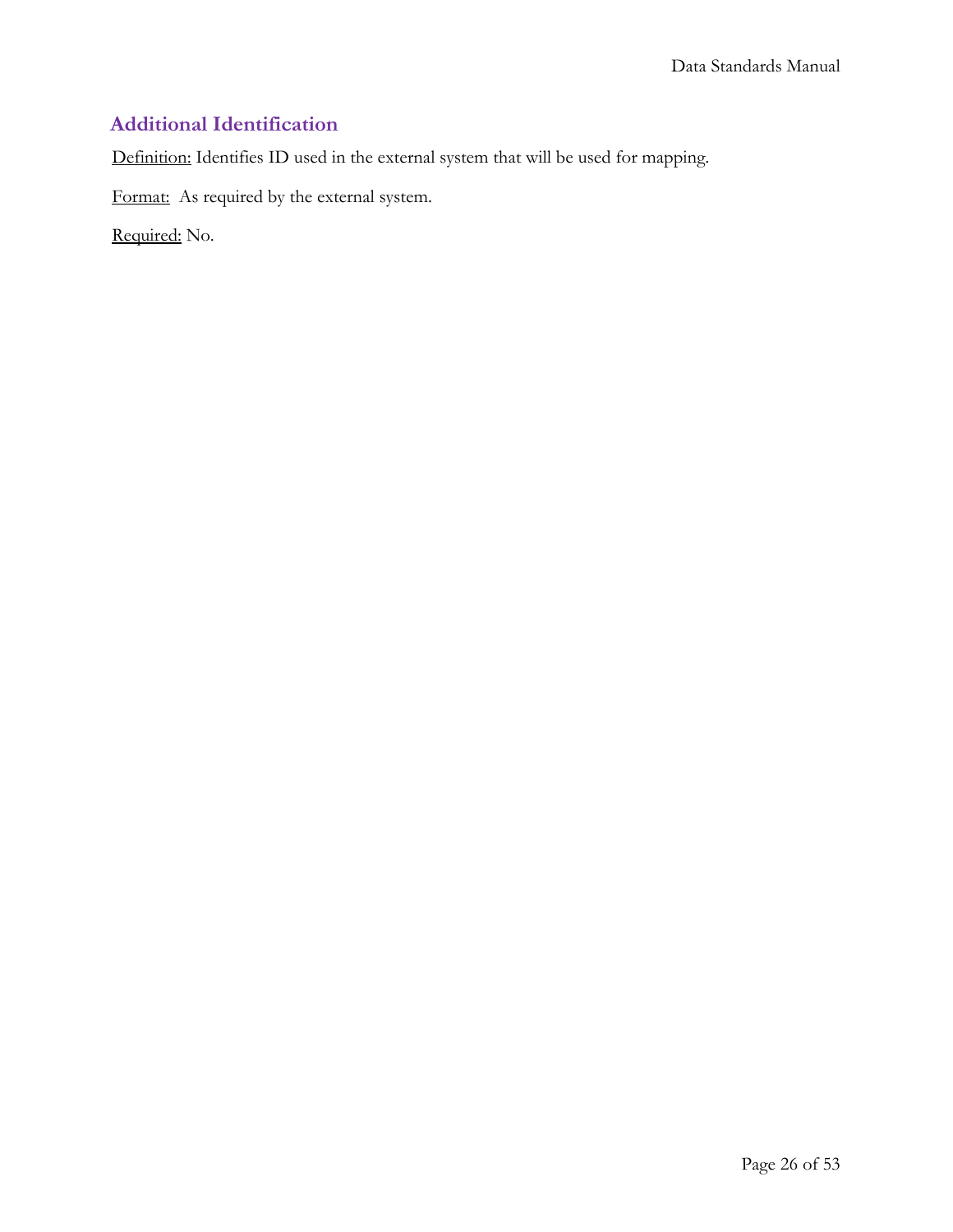## Additional Identification

Definition: Identifies ID used in the external system that will be used for mapping.

Format: As required by the external system.

Required: No.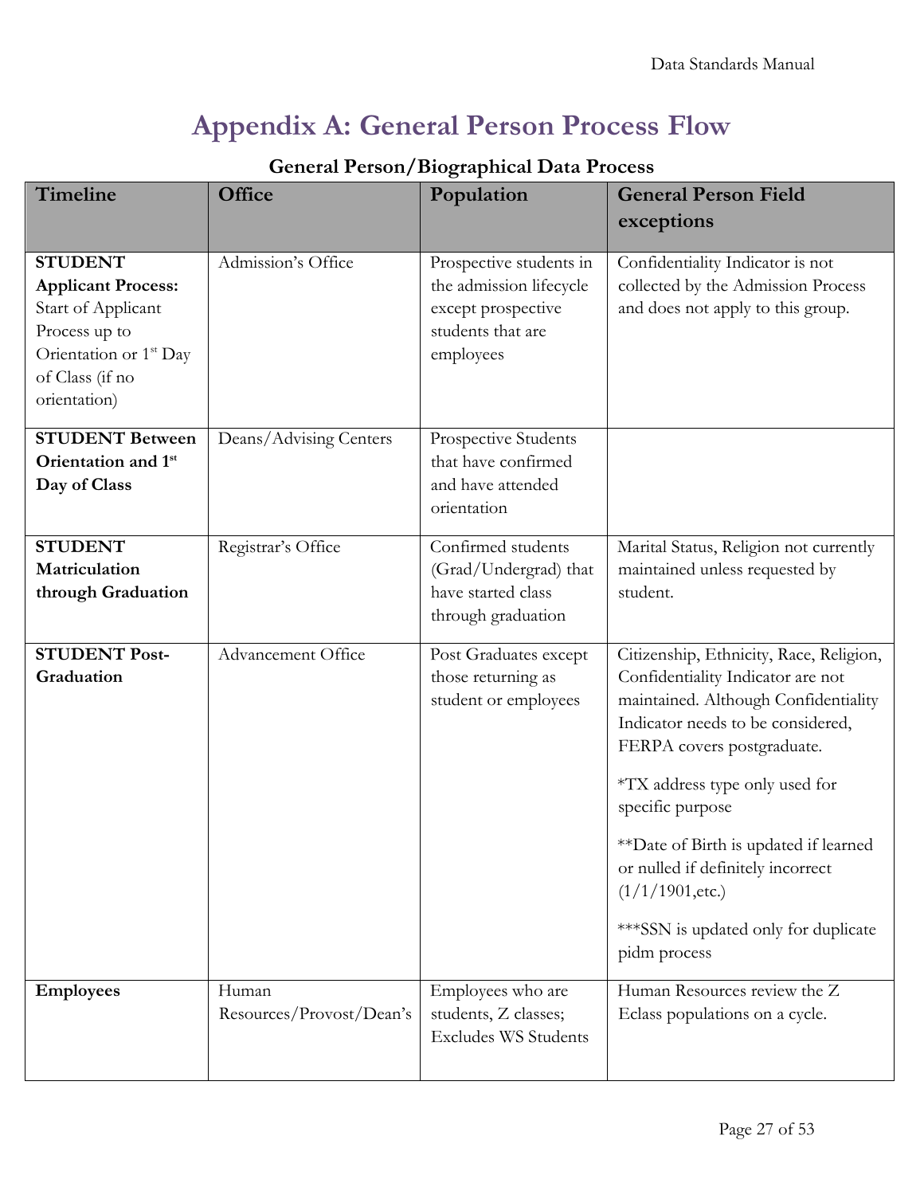# Appendix A: General Person Process Flow

**General Person/Biographical Data Process**

| Timeline | Office | Population | General Person Field exceptions |
|---|---|---|---|
| **STUDENT Applicant Process:** Start of Applicant Process up to Orientation or 1st Day of Class (if no orientation) | Admission's Office | Prospective students in the admission lifecycle except prospective students that are employees | Confidentiality Indicator is not collected by the Admission Process and does not apply to this group. |
| **STUDENT Between Orientation and 1st Day of Class** | Deans/Advising Centers | Prospective Students that have confirmed and have attended orientation | |
| **STUDENT Matriculation through Graduation** | Registrar's Office | Confirmed students (Grad/Undergrad) that have started class through graduation | Marital Status, Religion not currently maintained unless requested by student. |
| **STUDENT Post-Graduation** | Advancement Office | Post Graduates except those returning as student or employees | Citizenship, Ethnicity, Race, Religion, Confidentiality Indicator are not maintained. Although Confidentiality Indicator needs to be considered, FERPA covers postgraduate.<br><br>*TX address type only used for specific purpose<br><br>**Date of Birth is updated if learned or nulled if definitely incorrect (1/1/1901,etc.)<br><br>***SSN is updated only for duplicate pidm process |
| **Employees** | Human Resources/Provost/Dean's | Employees who are students, Z classes; Excludes WS Students | Human Resources review the Z Eclass populations on a cycle. |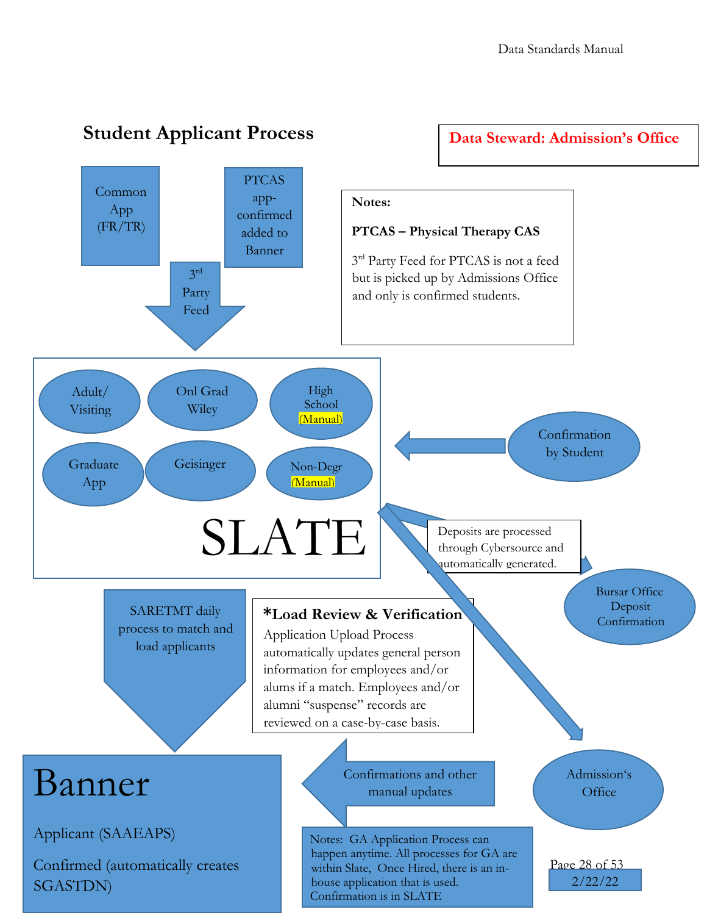## Student Applicant Process

**Data Steward: Admission's Office**

Common App (FR/TR)

PTCAS app-confirmed added to Banner

3rd Party Feed

**Notes:**

**PTCAS – Physical Therapy CAS**

3rd Party Feed for PTCAS is not a feed but is picked up by Admissions Office and only is confirmed students.

Adult/ Visiting

Onl Grad Wiley

High School (Manual)

Graduate App

Geisinger

Non-Degr (Manual)

SLATE

Confirmation by Student

Deposits are processed through Cybersource and automatically generated.

Bursar Office Deposit Confirmation

SARETMT daily process to match and load applicants

**\*Load Review & Verification**
Application Upload Process automatically updates general person information for employees and/or alums if a match. Employees and/or alumni "suspense" records are reviewed on a case-by-case basis.

Admission's Office

Banner

Applicant (SAAEAPS)

Confirmed (automatically creates SGASTDN)

Confirmations and other manual updates

Notes: GA Application Process can happen anytime. All processes for GA are within Slate, Once Hired, there is an in-house application that is used. Confirmation is in SLATE

2/22/22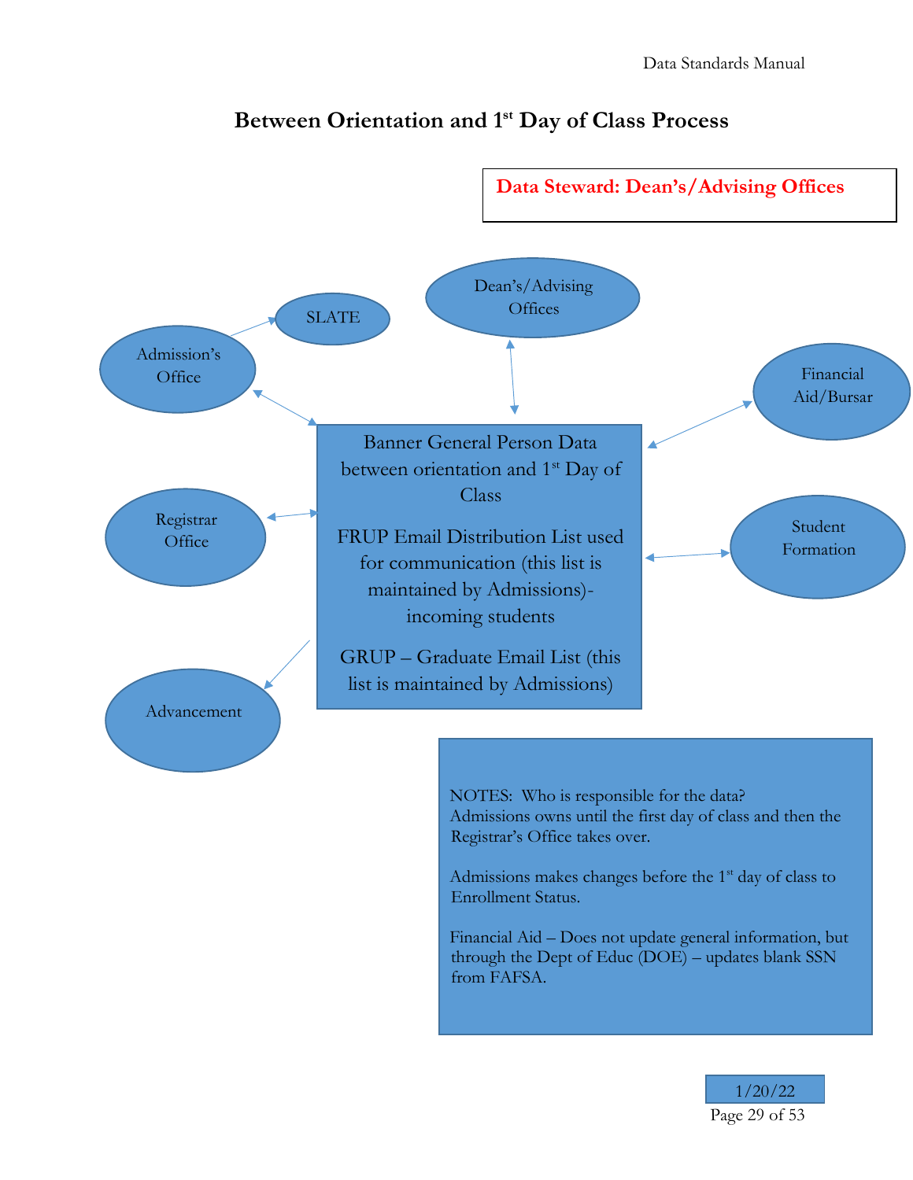# Between Orientation and 1st Day of Class Process

**Data Steward: Dean's/Advising Offices**

Dean's/Advising Offices

SLATE

Admission's Office

Financial Aid/Bursar

Registrar Office

Student Formation

Advancement

Banner General Person Data between orientation and 1st Day of Class

FRUP Email Distribution List used for communication (this list is maintained by Admissions)- incoming students

GRUP – Graduate Email List (this list is maintained by Admissions)

NOTES: Who is responsible for the data?
Admissions owns until the first day of class and then the Registrar's Office takes over.

Admissions makes changes before the 1st day of class to Enrollment Status.

Financial Aid – Does not update general information, but through the Dept of Educ (DOE) – updates blank SSN from FAFSA.

1/20/22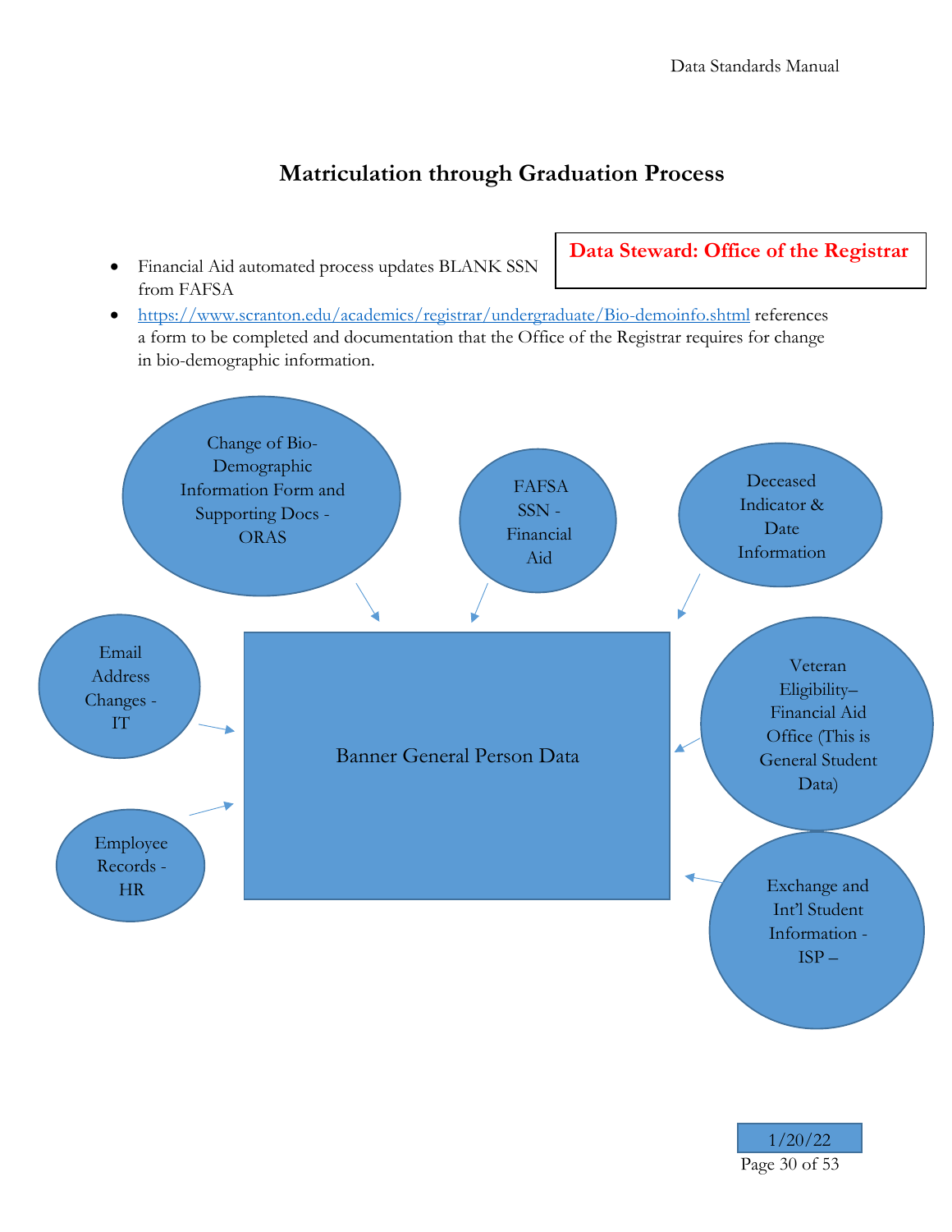## Matriculation through Graduation Process

**Data Steward: Office of the Registrar**

- Financial Aid automated process updates BLANK SSN from FAFSA
- https://www.scranton.edu/academics/registrar/undergraduate/Bio-demoinfo.shtml references a form to be completed and documentation that the Office of the Registrar requires for change in bio-demographic information.

Change of Bio-Demographic Information Form and Supporting Docs - ORAS

FAFSA SSN - Financial Aid

Deceased Indicator & Date Information

Email Address Changes - IT

Banner General Person Data

Veteran Eligibility– Financial Aid Office (This is General Student Data)

Employee Records - HR

Exchange and Int'l Student Information - ISP –

1/20/22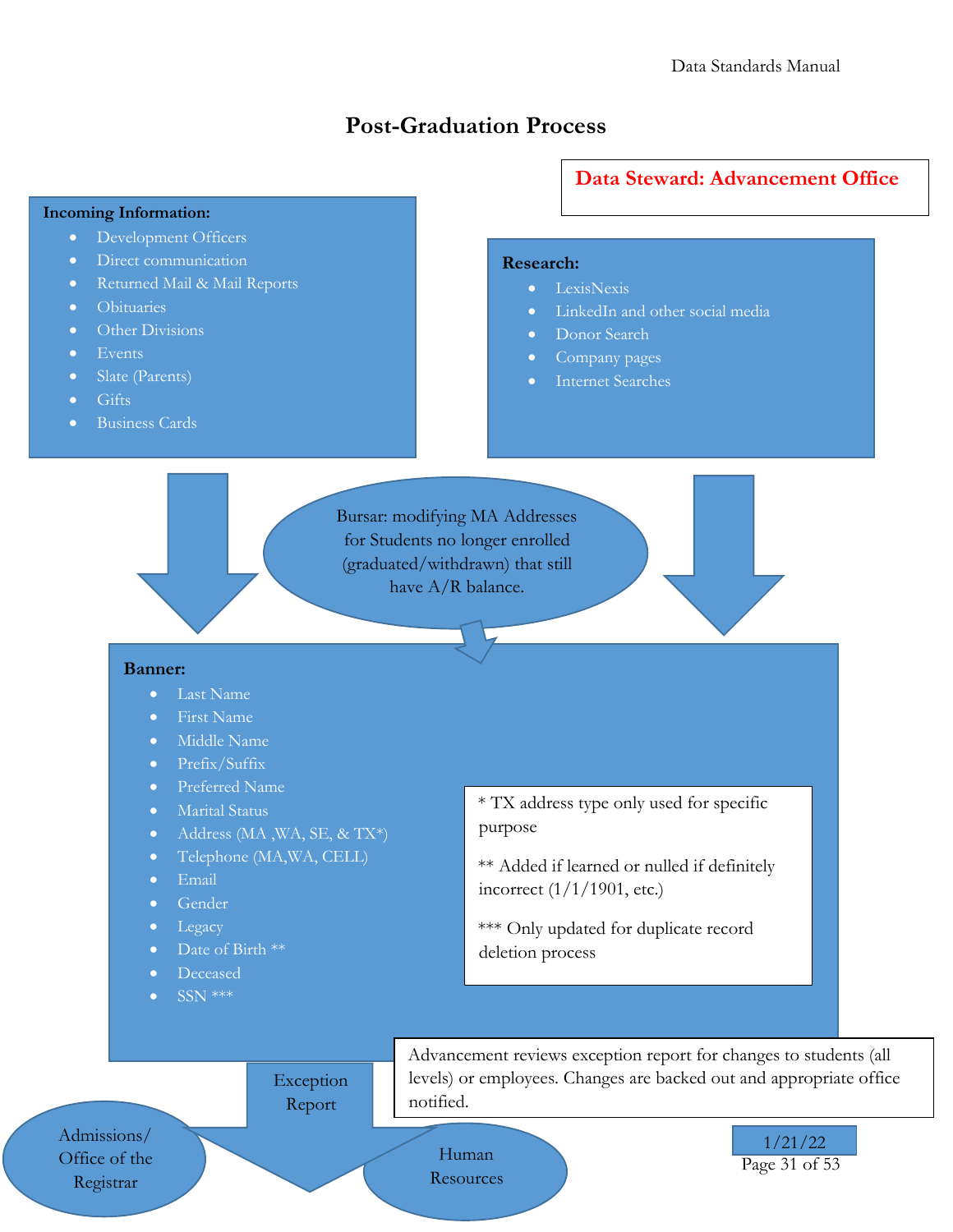# Post-Graduation Process

**Data Steward: Advancement Office**

**Incoming Information:**

- Development Officers
- Direct communication
- Returned Mail & Mail Reports
- Obituaries
- Other Divisions
- Events
- Slate (Parents)
- Gifts
- Business Cards

**Research:**

- LexisNexis
- LinkedIn and other social media
- Donor Search
- Company pages
- Internet Searches

Bursar: modifying MA Addresses for Students no longer enrolled (graduated/withdrawn) that still have A/R balance.

**Banner:**

- Last Name
- First Name
- Middle Name
- Prefix/Suffix
- Preferred Name
- Marital Status
- Address (MA ,WA, SE, & TX*)
- Telephone (MA,WA, CELL)
- Email
- Gender
- Legacy
- Date of Birth **
- Deceased
- SSN ***

\* TX address type only used for specific purpose

** Added if learned or nulled if definitely incorrect (1/1/1901, etc.)

*** Only updated for duplicate record deletion process

Exception Report

Advancement reviews exception report for changes to students (all levels) or employees. Changes are backed out and appropriate office notified.

Admissions/ Office of the Registrar

Human Resources

1/21/22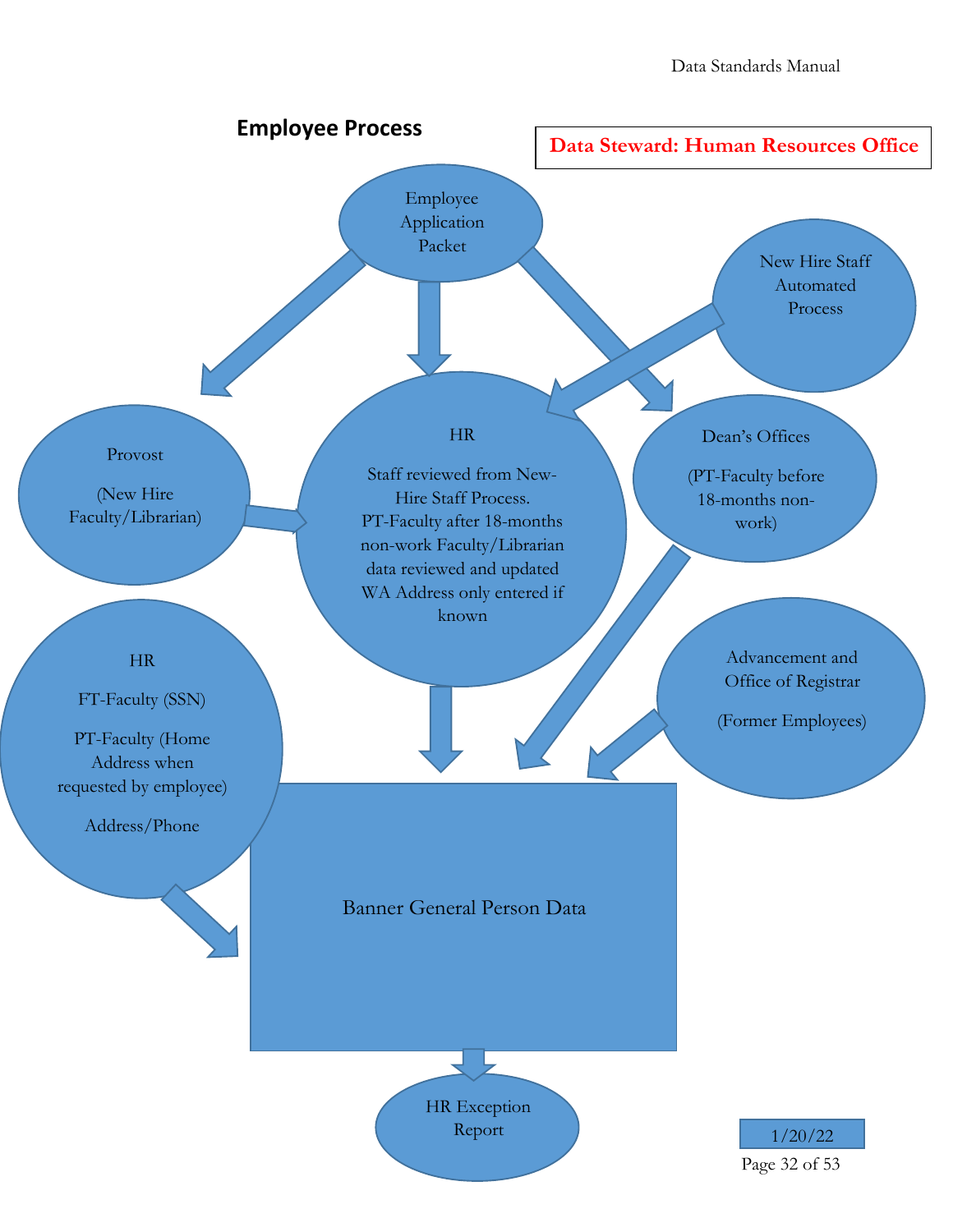## Employee Process

**Data Steward: Human Resources Office**

Employee Application Packet

New Hire Staff Automated Process

Provost

(New Hire Faculty/Librarian)

HR

Staff reviewed from New-Hire Staff Process. PT-Faculty after 18-months non-work Faculty/Librarian data reviewed and updated WA Address only entered if known

Dean's Offices

(PT-Faculty before 18-months non-work)

HR

FT-Faculty (SSN)

PT-Faculty (Home Address when requested by employee)

Address/Phone

Advancement and Office of Registrar

(Former Employees)

Banner General Person Data

HR Exception Report

1/20/22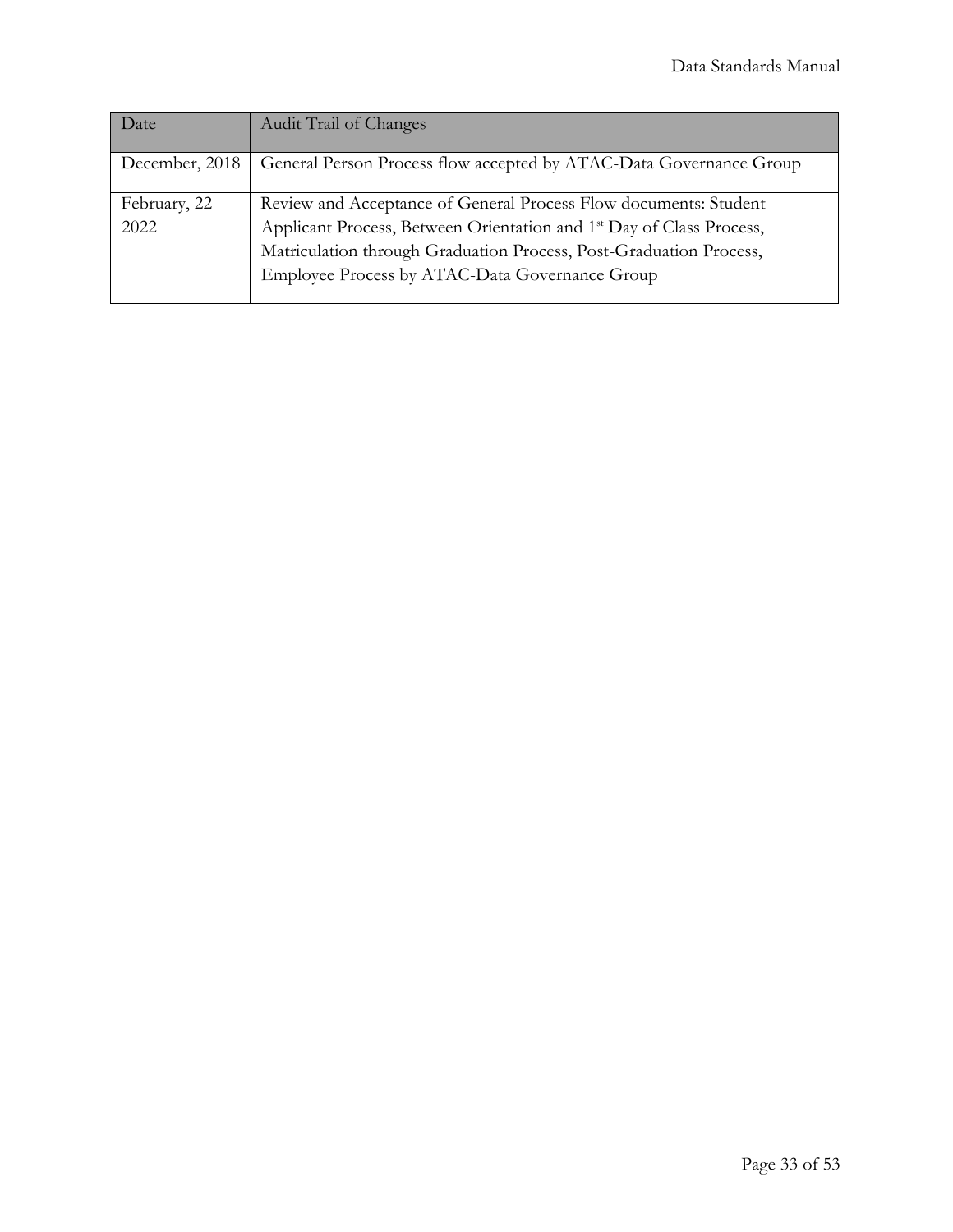| Date | Audit Trail of Changes |
| --- | --- |
| December, 2018 | General Person Process flow accepted by ATAC-Data Governance Group |
| February, 22 2022 | Review and Acceptance of General Process Flow documents: Student Applicant Process, Between Orientation and 1st Day of Class Process, Matriculation through Graduation Process, Post-Graduation Process, Employee Process by ATAC-Data Governance Group |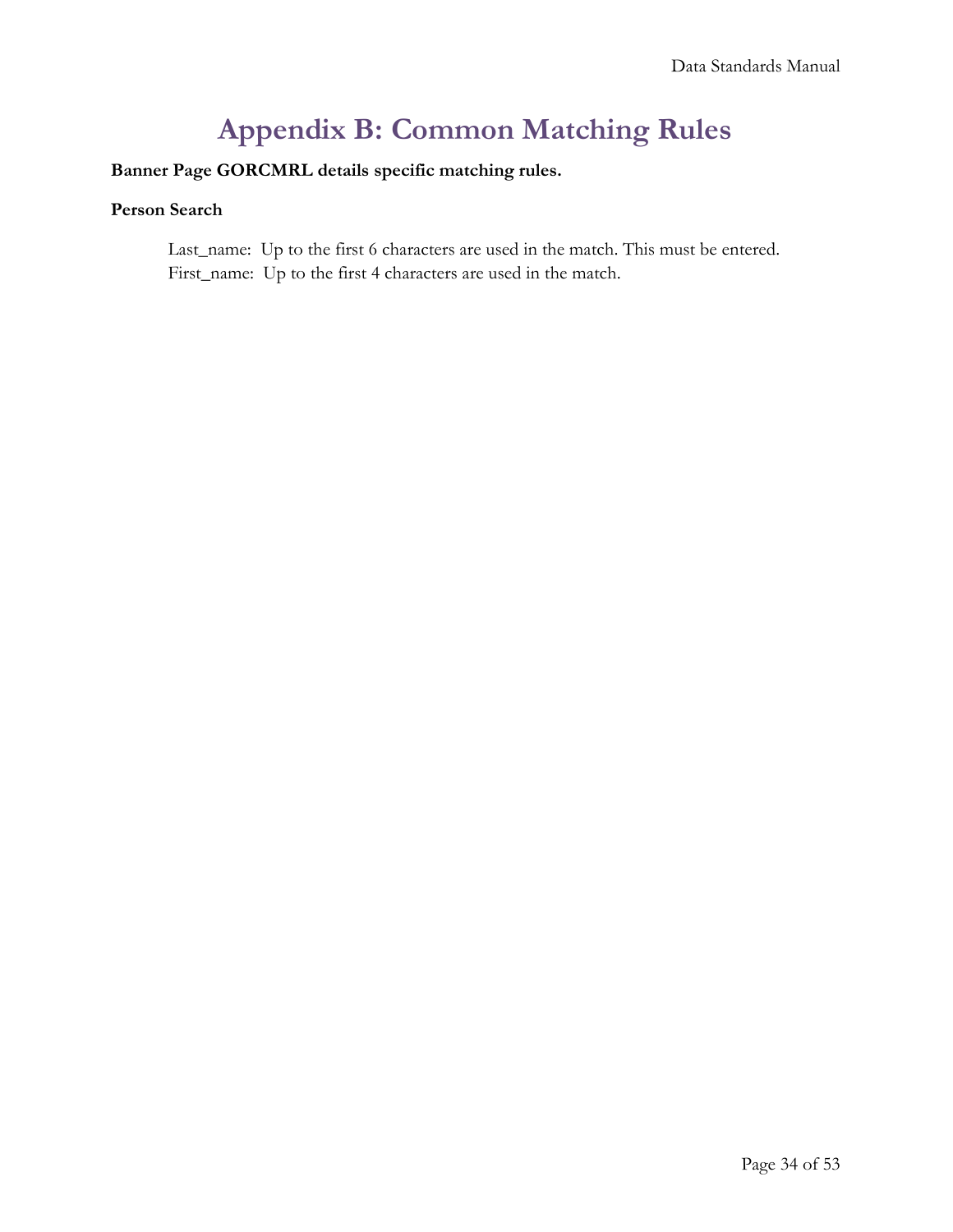# Appendix B: Common Matching Rules

**Banner Page GORCMRL details specific matching rules.**

**Person Search**

Last_name: Up to the first 6 characters are used in the match. This must be entered.
First_name: Up to the first 4 characters are used in the match.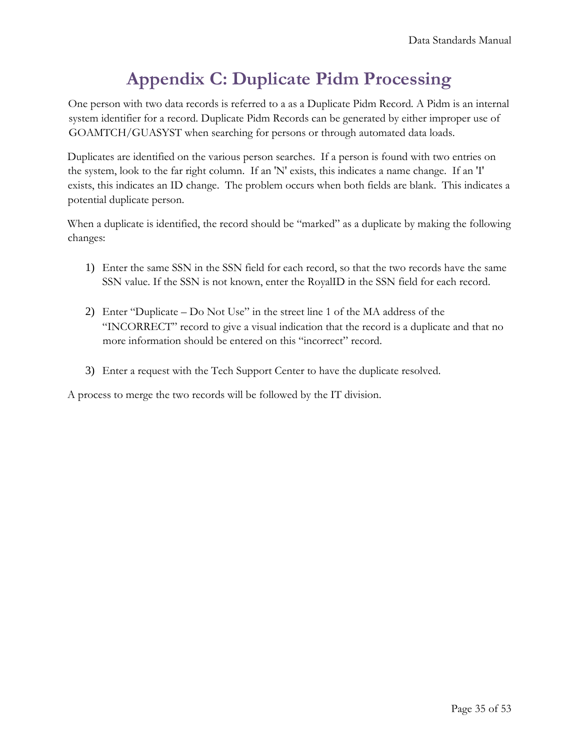# Appendix C: Duplicate Pidm Processing

One person with two data records is referred to a as a Duplicate Pidm Record. A Pidm is an internal system identifier for a record. Duplicate Pidm Records can be generated by either improper use of GOAMTCH/GUASYST when searching for persons or through automated data loads.

Duplicates are identified on the various person searches. If a person is found with two entries on the system, look to the far right column. If an 'N' exists, this indicates a name change. If an 'I' exists, this indicates an ID change. The problem occurs when both fields are blank. This indicates a potential duplicate person.

When a duplicate is identified, the record should be “marked” as a duplicate by making the following changes:

1) Enter the same SSN in the SSN field for each record, so that the two records have the same SSN value. If the SSN is not known, enter the RoyalID in the SSN field for each record.

2) Enter “Duplicate – Do Not Use” in the street line 1 of the MA address of the “INCORRECT” record to give a visual indication that the record is a duplicate and that no more information should be entered on this “incorrect” record.

3) Enter a request with the Tech Support Center to have the duplicate resolved.

A process to merge the two records will be followed by the IT division.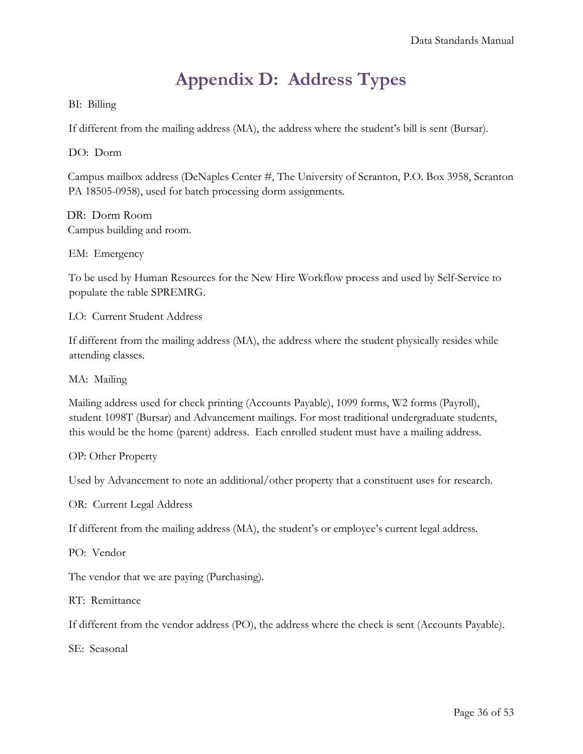# Appendix D: Address Types

BI: Billing

If different from the mailing address (MA), the address where the student's bill is sent (Bursar).

DO: Dorm

Campus mailbox address (DeNaples Center #, The University of Scranton, P.O. Box 3958, Scranton PA 18505-0958), used for batch processing dorm assignments.

DR: Dorm Room
Campus building and room.

EM: Emergency

To be used by Human Resources for the New Hire Workflow process and used by Self-Service to populate the table SPREMRG.

LO: Current Student Address

If different from the mailing address (MA), the address where the student physically resides while attending classes.

MA: Mailing

Mailing address used for check printing (Accounts Payable), 1099 forms, W2 forms (Payroll), student 1098T (Bursar) and Advancement mailings. For most traditional undergraduate students, this would be the home (parent) address. Each enrolled student must have a mailing address.

OP: Other Property

Used by Advancement to note an additional/other property that a constituent uses for research.

OR: Current Legal Address

If different from the mailing address (MA), the student's or employee's current legal address.

PO: Vendor

The vendor that we are paying (Purchasing).

RT: Remittance

If different from the vendor address (PO), the address where the check is sent (Accounts Payable).

SE: Seasonal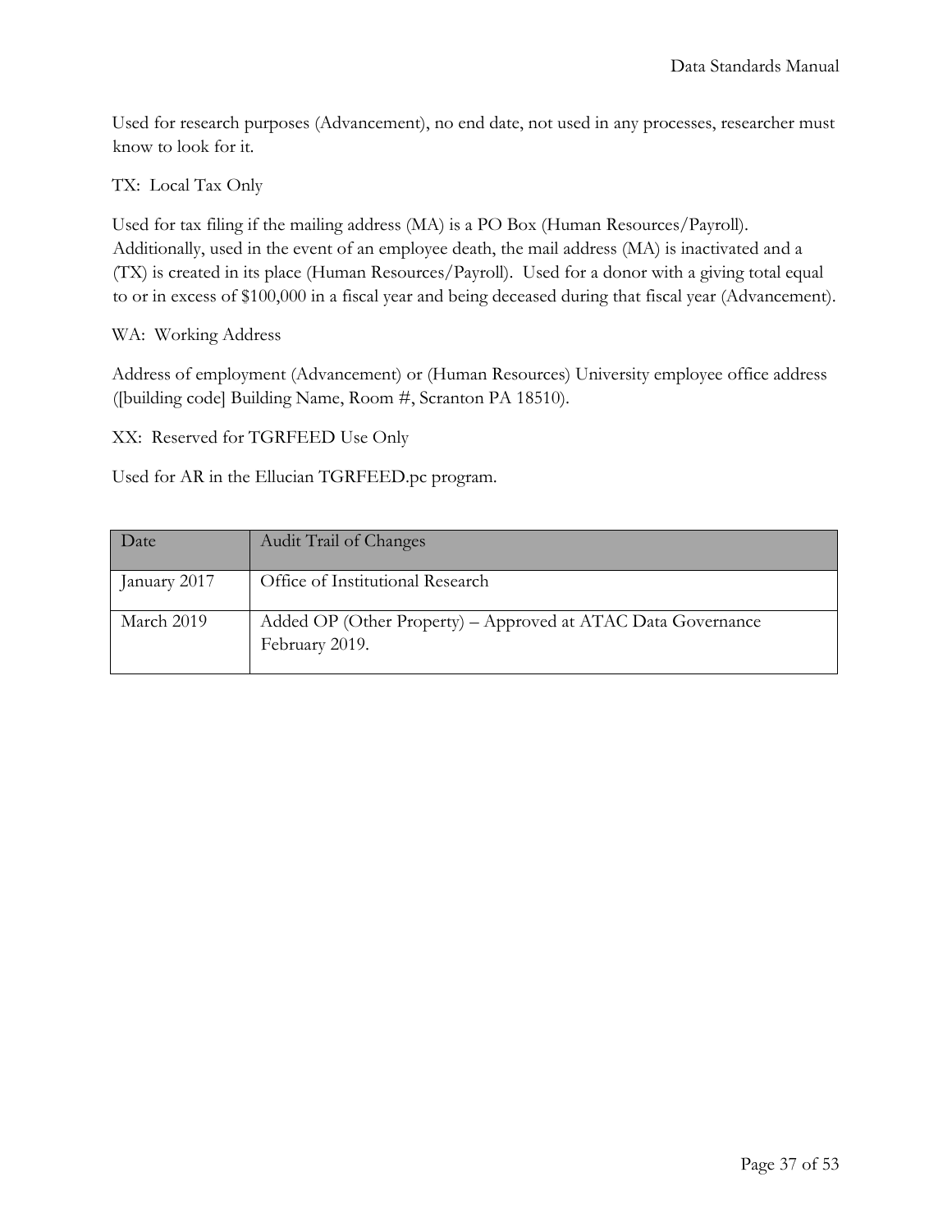Used for research purposes (Advancement), no end date, not used in any processes, researcher must know to look for it.

TX: Local Tax Only

Used for tax filing if the mailing address (MA) is a PO Box (Human Resources/Payroll). Additionally, used in the event of an employee death, the mail address (MA) is inactivated and a (TX) is created in its place (Human Resources/Payroll). Used for a donor with a giving total equal to or in excess of $100,000 in a fiscal year and being deceased during that fiscal year (Advancement).

WA: Working Address

Address of employment (Advancement) or (Human Resources) University employee office address ([building code] Building Name, Room #, Scranton PA 18510).

XX: Reserved for TGRFEED Use Only

Used for AR in the Ellucian TGRFEED.pc program.

| Date | Audit Trail of Changes |
| --- | --- |
| January 2017 | Office of Institutional Research |
| March 2019 | Added OP (Other Property) – Approved at ATAC Data Governance February 2019. |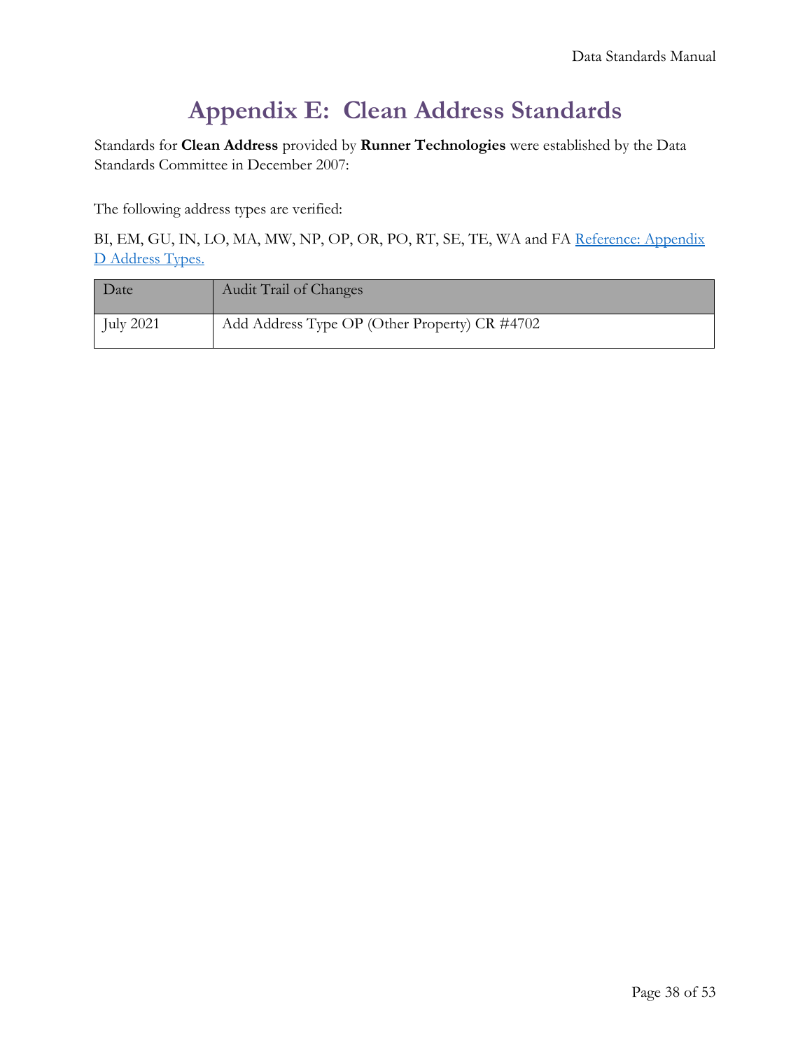# Appendix E: Clean Address Standards

Standards for **Clean Address** provided by **Runner Technologies** were established by the Data Standards Committee in December 2007:

The following address types are verified:

BI, EM, GU, IN, LO, MA, MW, NP, OP, OR, PO, RT, SE, TE, WA and FA Reference: Appendix D Address Types.

| Date | Audit Trail of Changes |
|---|---|
| July 2021 | Add Address Type OP (Other Property) CR #4702 |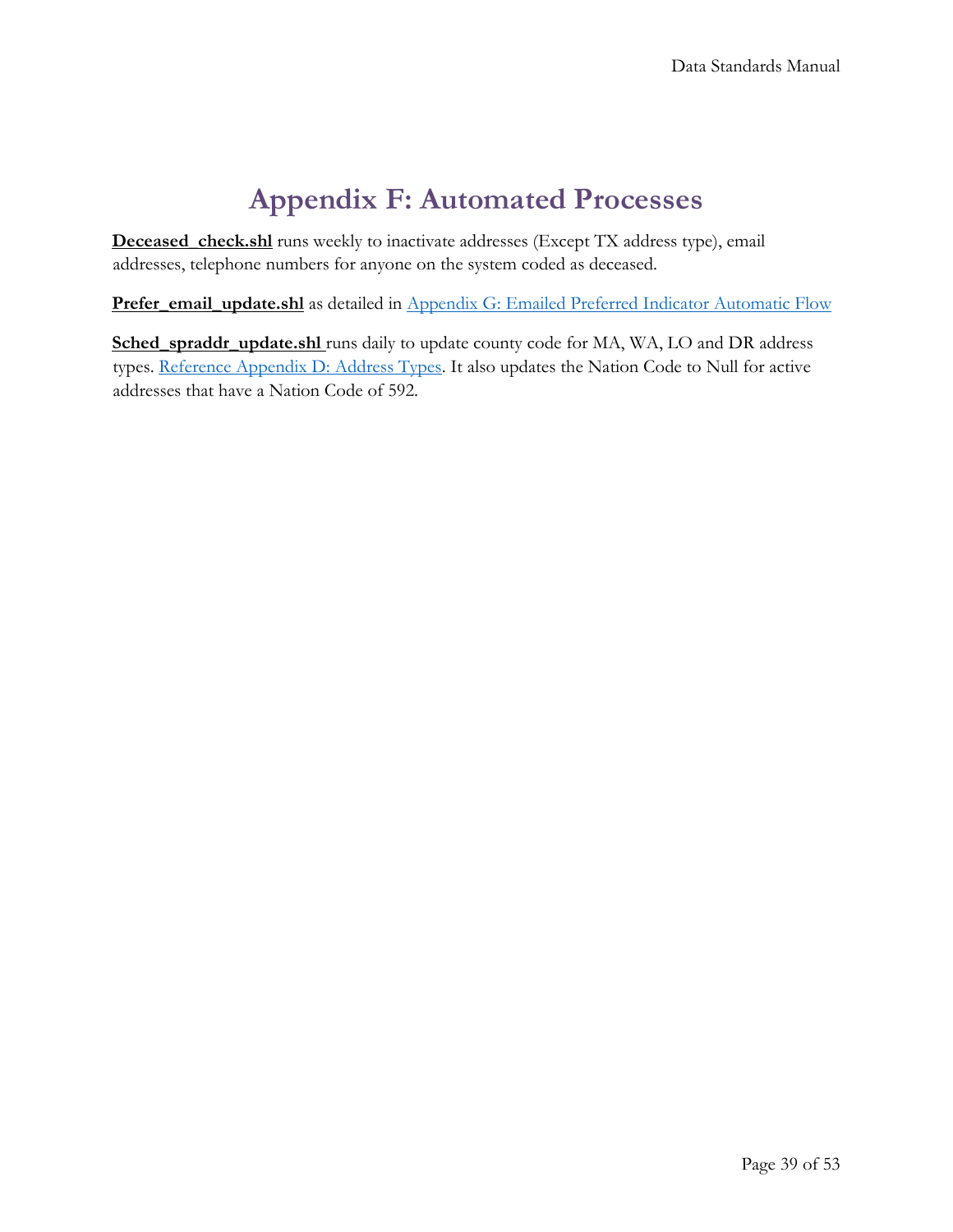# Appendix F: Automated Processes

**Deceased_check.shl** runs weekly to inactivate addresses (Except TX address type), email addresses, telephone numbers for anyone on the system coded as deceased.

**Prefer_email_update.shl** as detailed in Appendix G: Emailed Preferred Indicator Automatic Flow

**Sched_spraddr_update.shl** runs daily to update county code for MA, WA, LO and DR address types. Reference Appendix D: Address Types. It also updates the Nation Code to Null for active addresses that have a Nation Code of 592.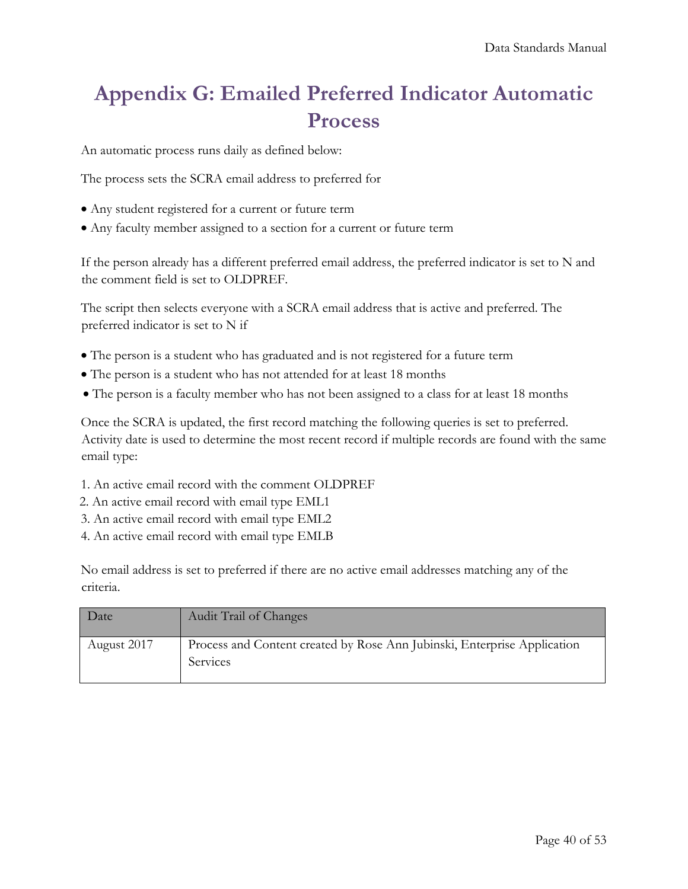# Appendix G: Emailed Preferred Indicator Automatic Process

An automatic process runs daily as defined below:

The process sets the SCRA email address to preferred for

- Any student registered for a current or future term
- Any faculty member assigned to a section for a current or future term

If the person already has a different preferred email address, the preferred indicator is set to N and the comment field is set to OLDPREF.

The script then selects everyone with a SCRA email address that is active and preferred. The preferred indicator is set to N if

- The person is a student who has graduated and is not registered for a future term
- The person is a student who has not attended for at least 18 months
- The person is a faculty member who has not been assigned to a class for at least 18 months

Once the SCRA is updated, the first record matching the following queries is set to preferred. Activity date is used to determine the most recent record if multiple records are found with the same email type:

1. An active email record with the comment OLDPREF
2. An active email record with email type EML1
3. An active email record with email type EML2
4. An active email record with email type EMLB

No email address is set to preferred if there are no active email addresses matching any of the criteria.

| Date | Audit Trail of Changes |
| --- | --- |
| August 2017 | Process and Content created by Rose Ann Jubinski, Enterprise Application Services |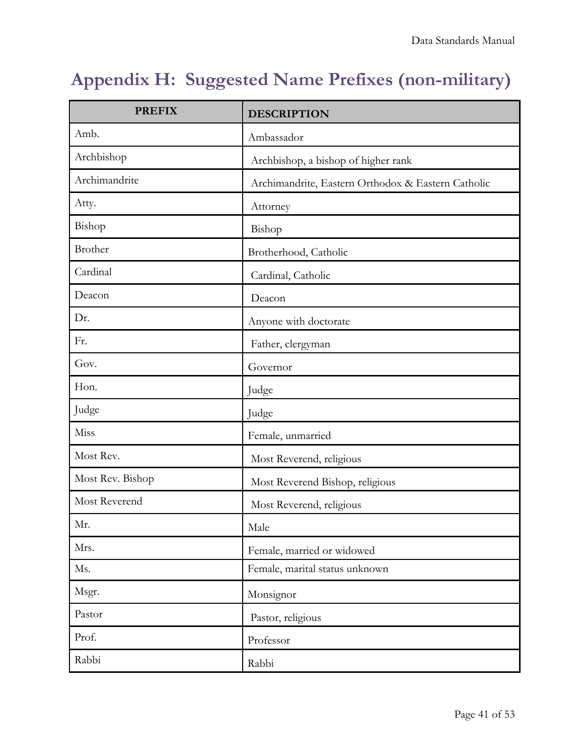# Appendix H: Suggested Name Prefixes (non-military)

| PREFIX | DESCRIPTION |
|---|---|
| Amb. | Ambassador |
| Archbishop | Archbishop, a bishop of higher rank |
| Archimandrite | Archimandrite, Eastern Orthodox & Eastern Catholic |
| Atty. | Attorney |
| Bishop | Bishop |
| Brother | Brotherhood, Catholic |
| Cardinal | Cardinal, Catholic |
| Deacon | Deacon |
| Dr. | Anyone with doctorate |
| Fr. | Father, clergyman |
| Gov. | Governor |
| Hon. | Judge |
| Judge | Judge |
| Miss | Female, unmarried |
| Most Rev. | Most Reverend, religious |
| Most Rev. Bishop | Most Reverend Bishop, religious |
| Most Reverend | Most Reverend, religious |
| Mr. | Male |
| Mrs. | Female, married or widowed |
| Ms. | Female, marital status unknown |
| Msgr. | Monsignor |
| Pastor | Pastor, religious |
| Prof. | Professor |
| Rabbi | Rabbi |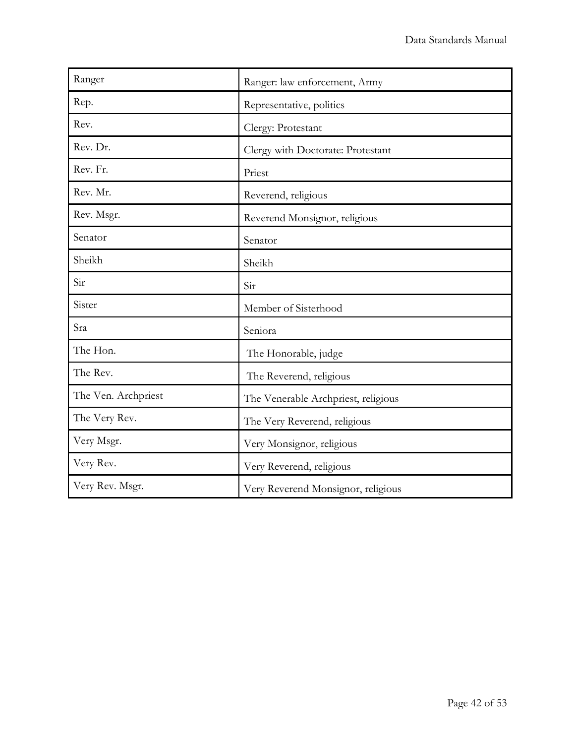| Ranger | Ranger: law enforcement, Army |
|---|---|
| Rep. | Representative, politics |
| Rev. | Clergy: Protestant |
| Rev. Dr. | Clergy with Doctorate: Protestant |
| Rev. Fr. | Priest |
| Rev. Mr. | Reverend, religious |
| Rev. Msgr. | Reverend Monsignor, religious |
| Senator | Senator |
| Sheikh | Sheikh |
| Sir | Sir |
| Sister | Member of Sisterhood |
| Sra | Seniora |
| The Hon. | The Honorable, judge |
| The Rev. | The Reverend, religious |
| The Ven. Archpriest | The Venerable Archpriest, religious |
| The Very Rev. | The Very Reverend, religious |
| Very Msgr. | Very Monsignor, religious |
| Very Rev. | Very Reverend, religious |
| Very Rev. Msgr. | Very Reverend Monsignor, religious |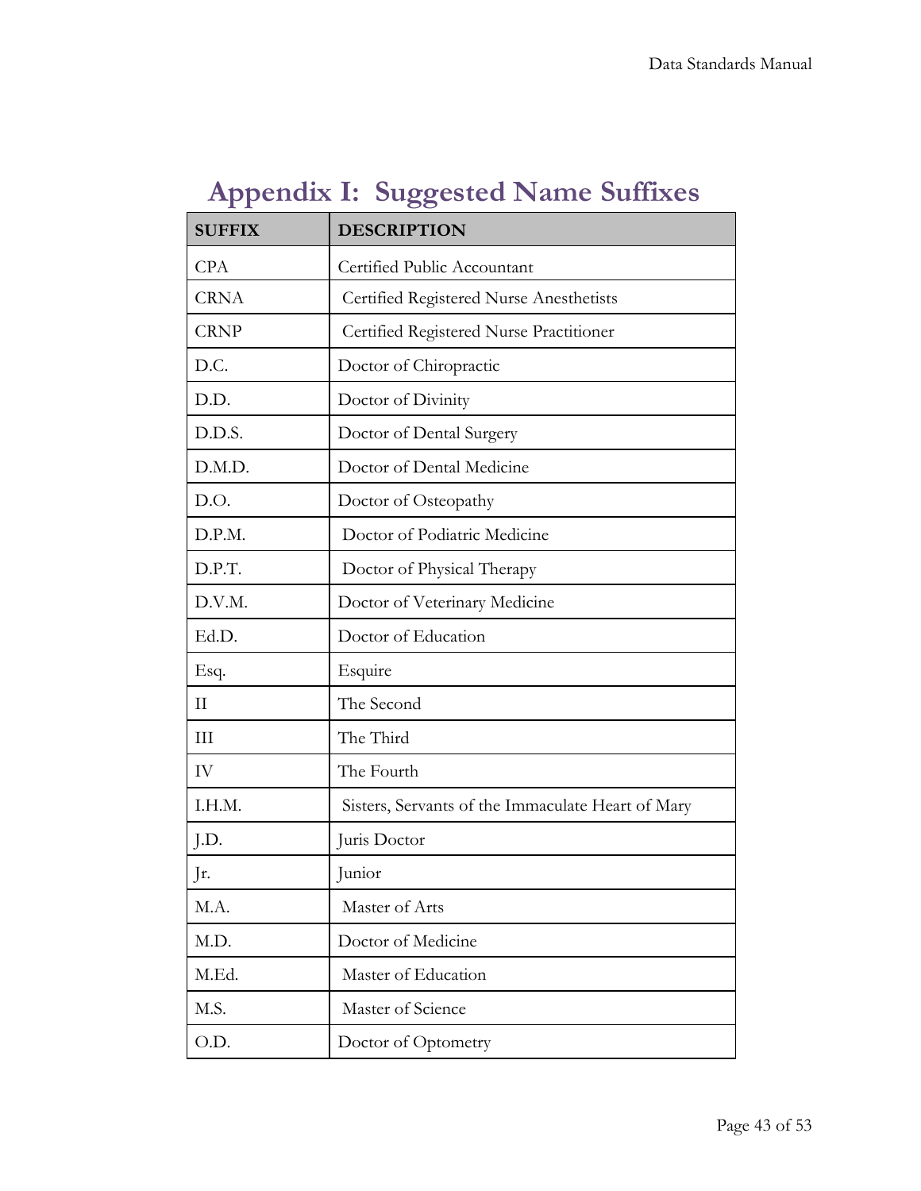# Appendix I: Suggested Name Suffixes

| SUFFIX | DESCRIPTION |
|---|---|
| CPA | Certified Public Accountant |
| CRNA | Certified Registered Nurse Anesthetists |
| CRNP | Certified Registered Nurse Practitioner |
| D.C. | Doctor of Chiropractic |
| D.D. | Doctor of Divinity |
| D.D.S. | Doctor of Dental Surgery |
| D.M.D. | Doctor of Dental Medicine |
| D.O. | Doctor of Osteopathy |
| D.P.M. | Doctor of Podiatric Medicine |
| D.P.T. | Doctor of Physical Therapy |
| D.V.M. | Doctor of Veterinary Medicine |
| Ed.D. | Doctor of Education |
| Esq. | Esquire |
| II | The Second |
| III | The Third |
| IV | The Fourth |
| I.H.M. | Sisters, Servants of the Immaculate Heart of Mary |
| J.D. | Juris Doctor |
| Jr. | Junior |
| M.A. | Master of Arts |
| M.D. | Doctor of Medicine |
| M.Ed. | Master of Education |
| M.S. | Master of Science |
| O.D. | Doctor of Optometry |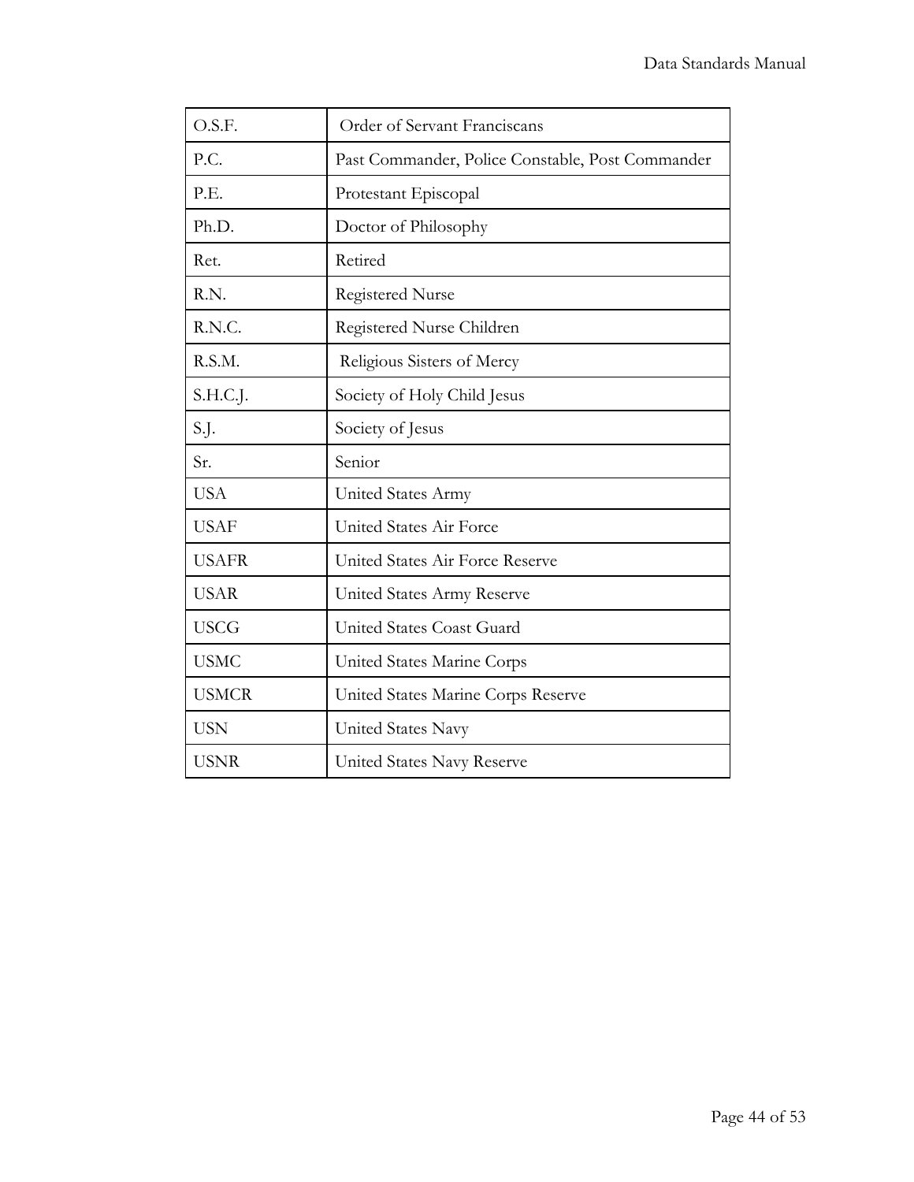| O.S.F. | Order of Servant Franciscans |
|---|---|
| P.C. | Past Commander, Police Constable, Post Commander |
| P.E. | Protestant Episcopal |
| Ph.D. | Doctor of Philosophy |
| Ret. | Retired |
| R.N. | Registered Nurse |
| R.N.C. | Registered Nurse Children |
| R.S.M. | Religious Sisters of Mercy |
| S.H.C.J. | Society of Holy Child Jesus |
| S.J. | Society of Jesus |
| Sr. | Senior |
| USA | United States Army |
| USAF | United States Air Force |
| USAFR | United States Air Force Reserve |
| USAR | United States Army Reserve |
| USCG | United States Coast Guard |
| USMC | United States Marine Corps |
| USMCR | United States Marine Corps Reserve |
| USN | United States Navy |
| USNR | United States Navy Reserve |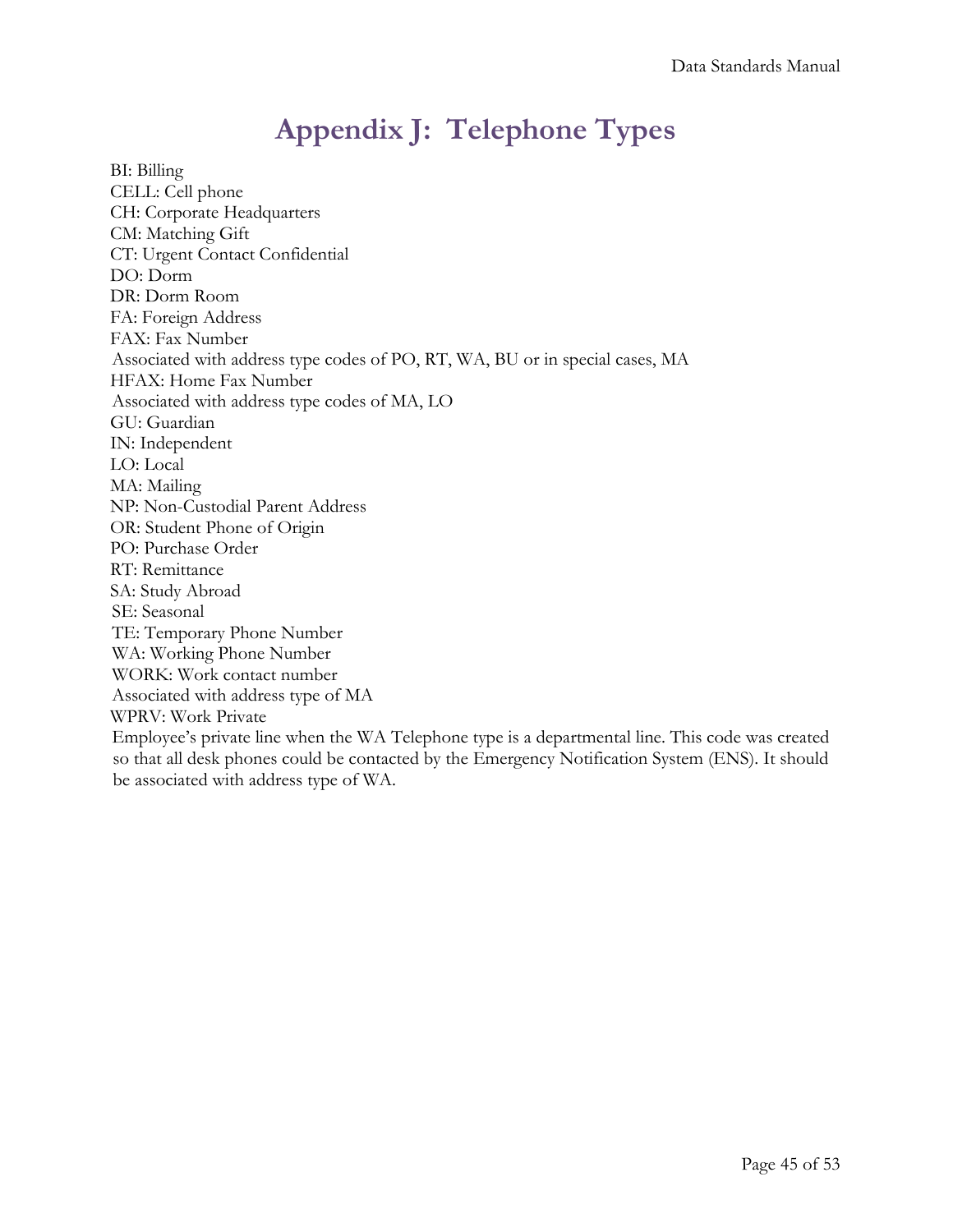# Appendix J: Telephone Types

BI: Billing  
CELL: Cell phone  
CH: Corporate Headquarters  
CM: Matching Gift  
CT: Urgent Contact Confidential  
DO: Dorm  
DR: Dorm Room  
FA: Foreign Address  
FAX: Fax Number  
Associated with address type codes of PO, RT, WA, BU or in special cases, MA  
HFAX: Home Fax Number  
Associated with address type codes of MA, LO  
GU: Guardian  
IN: Independent  
LO: Local  
MA: Mailing  
NP: Non-Custodial Parent Address  
OR: Student Phone of Origin  
PO: Purchase Order  
RT: Remittance  
SA: Study Abroad  
SE: Seasonal  
TE: Temporary Phone Number  
WA: Working Phone Number  
WORK: Work contact number  
Associated with address type of MA  
WPRV: Work Private  
Employee's private line when the WA Telephone type is a departmental line. This code was created so that all desk phones could be contacted by the Emergency Notification System (ENS). It should be associated with address type of WA.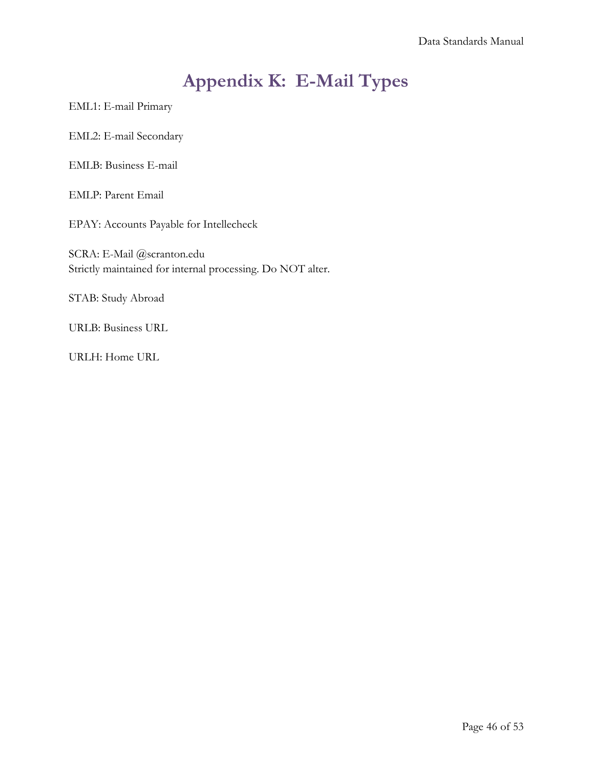# Appendix K: E-Mail Types

EML1: E-mail Primary

EML2: E-mail Secondary

EMLB: Business E-mail

EMLP: Parent Email

EPAY: Accounts Payable for Intellecheck

SCRA: E-Mail @scranton.edu
Strictly maintained for internal processing. Do NOT alter.

STAB: Study Abroad

URLB: Business URL

URLH: Home URL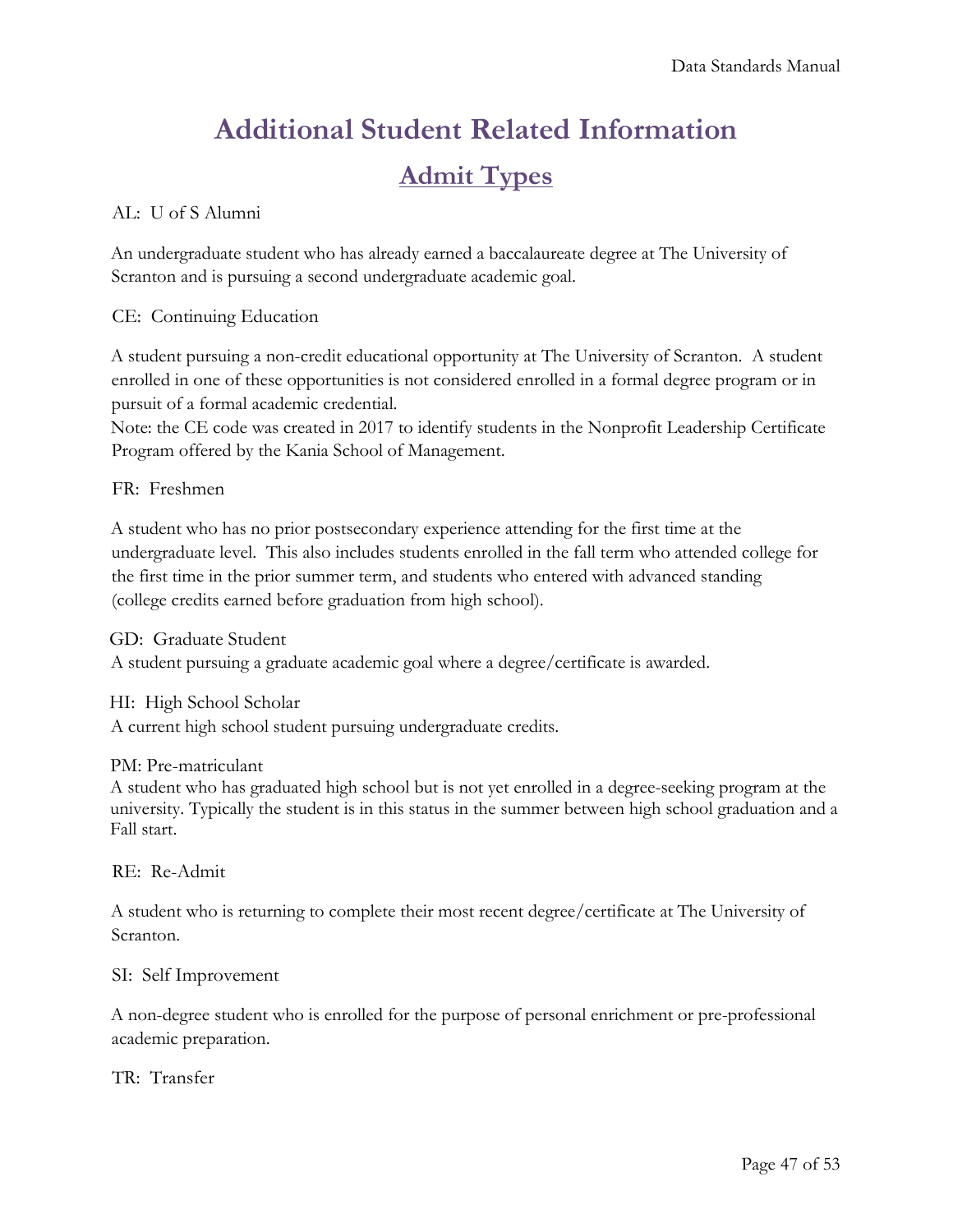# Additional Student Related Information

## Admit Types

AL: U of S Alumni

An undergraduate student who has already earned a baccalaureate degree at The University of Scranton and is pursuing a second undergraduate academic goal.

CE: Continuing Education

A student pursuing a non-credit educational opportunity at The University of Scranton. A student enrolled in one of these opportunities is not considered enrolled in a formal degree program or in pursuit of a formal academic credential.
Note: the CE code was created in 2017 to identify students in the Nonprofit Leadership Certificate Program offered by the Kania School of Management.

FR: Freshmen

A student who has no prior postsecondary experience attending for the first time at the undergraduate level. This also includes students enrolled in the fall term who attended college for the first time in the prior summer term, and students who entered with advanced standing (college credits earned before graduation from high school).

GD: Graduate Student
A student pursuing a graduate academic goal where a degree/certificate is awarded.

HI: High School Scholar
A current high school student pursuing undergraduate credits.

PM: Pre-matriculant
A student who has graduated high school but is not yet enrolled in a degree-seeking program at the university. Typically the student is in this status in the summer between high school graduation and a Fall start.

RE: Re-Admit

A student who is returning to complete their most recent degree/certificate at The University of Scranton.

SI: Self Improvement

A non-degree student who is enrolled for the purpose of personal enrichment or pre-professional academic preparation.

TR: Transfer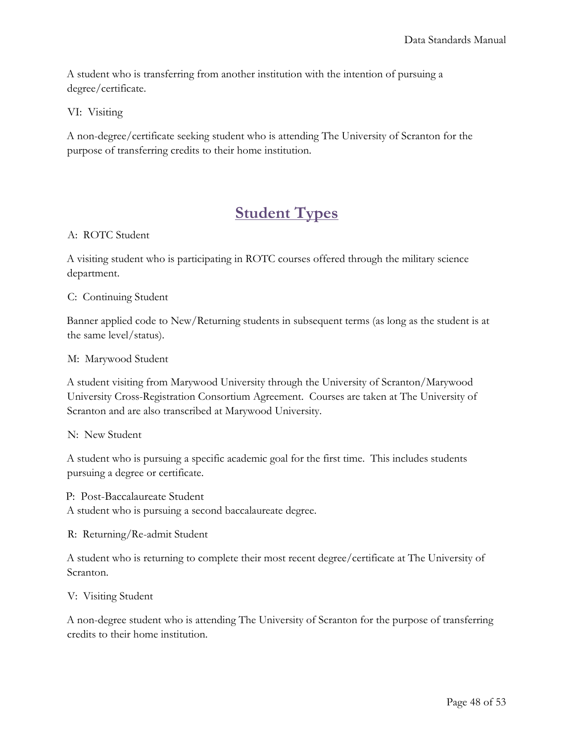A student who is transferring from another institution with the intention of pursuing a degree/certificate.

VI: Visiting

A non-degree/certificate seeking student who is attending The University of Scranton for the purpose of transferring credits to their home institution.

## Student Types

A: ROTC Student

A visiting student who is participating in ROTC courses offered through the military science department.

C: Continuing Student

Banner applied code to New/Returning students in subsequent terms (as long as the student is at the same level/status).

M: Marywood Student

A student visiting from Marywood University through the University of Scranton/Marywood University Cross-Registration Consortium Agreement. Courses are taken at The University of Scranton and are also transcribed at Marywood University.

N: New Student

A student who is pursuing a specific academic goal for the first time. This includes students pursuing a degree or certificate.

P: Post-Baccalaureate Student

A student who is pursuing a second baccalaureate degree.

R: Returning/Re-admit Student

A student who is returning to complete their most recent degree/certificate at The University of Scranton.

V: Visiting Student

A non-degree student who is attending The University of Scranton for the purpose of transferring credits to their home institution.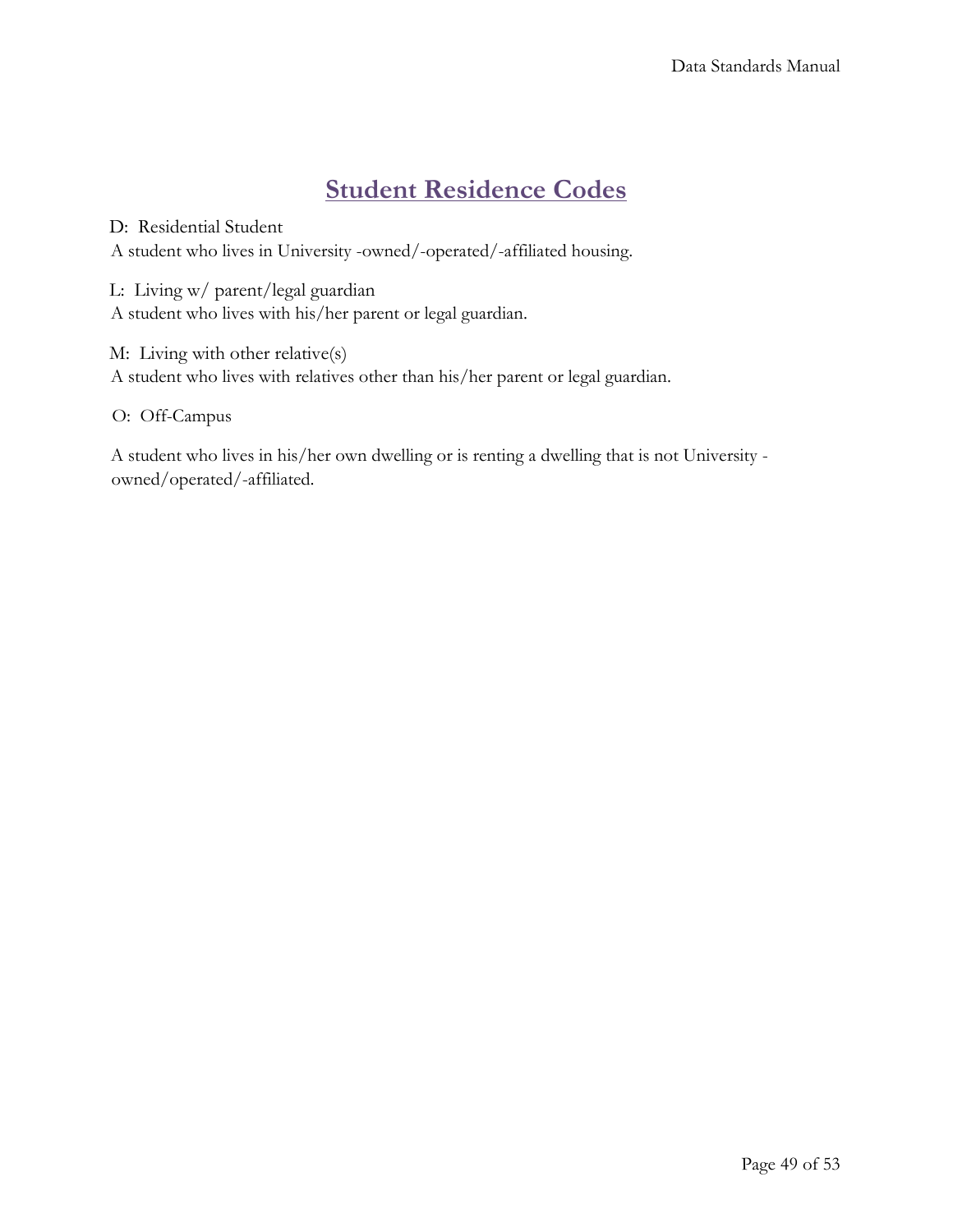# Student Residence Codes

D: Residential Student
A student who lives in University -owned/-operated/-affiliated housing.

L: Living w/ parent/legal guardian
A student who lives with his/her parent or legal guardian.

M: Living with other relative(s)
A student who lives with relatives other than his/her parent or legal guardian.

O: Off-Campus

A student who lives in his/her own dwelling or is renting a dwelling that is not University -owned/operated/-affiliated.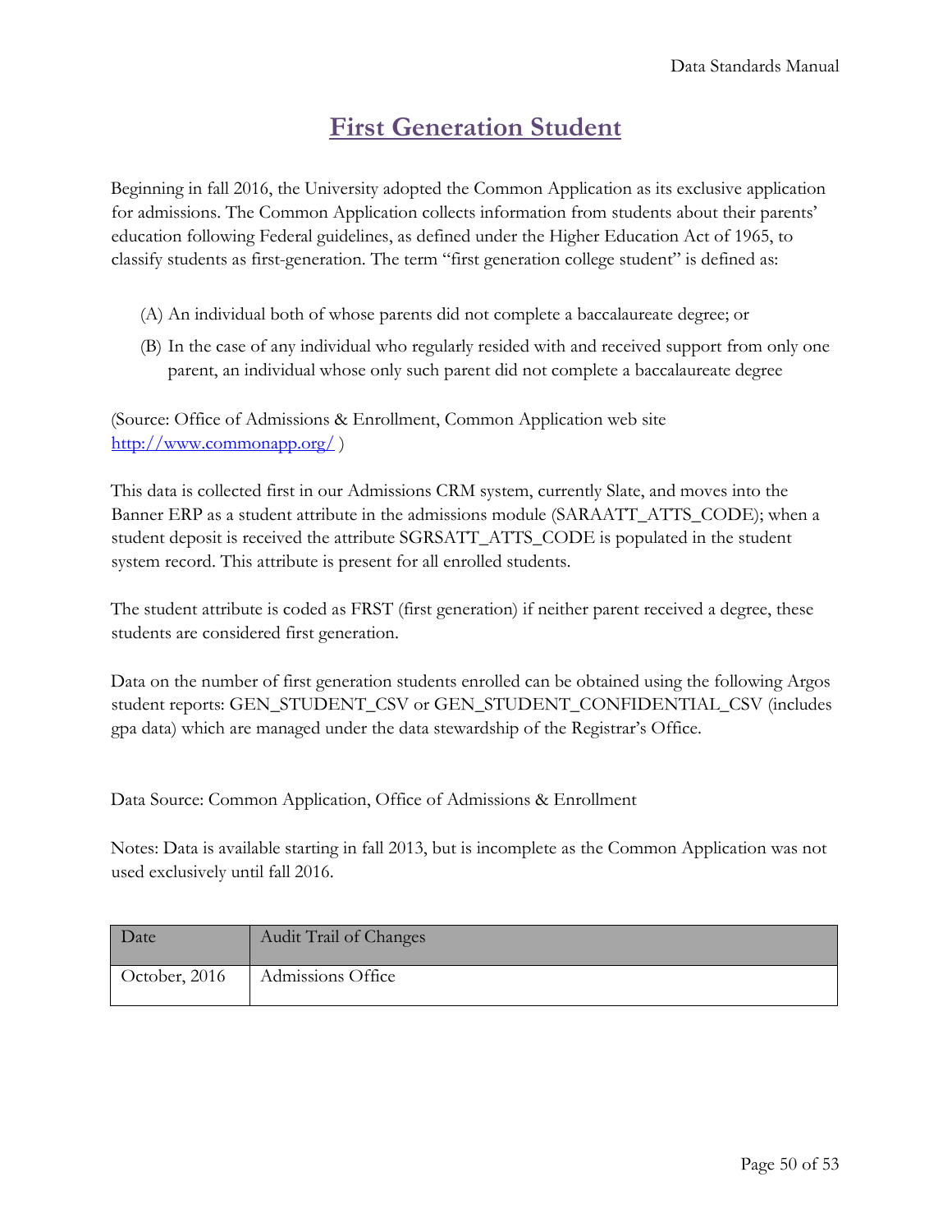# First Generation Student

Beginning in fall 2016, the University adopted the Common Application as its exclusive application for admissions. The Common Application collects information from students about their parents' education following Federal guidelines, as defined under the Higher Education Act of 1965, to classify students as first-generation. The term "first generation college student" is defined as:

(A) An individual both of whose parents did not complete a baccalaureate degree; or

(B) In the case of any individual who regularly resided with and received support from only one parent, an individual whose only such parent did not complete a baccalaureate degree

(Source: Office of Admissions & Enrollment, Common Application web site [http://www.commonapp.org/](http://www.commonapp.org/) )

This data is collected first in our Admissions CRM system, currently Slate, and moves into the Banner ERP as a student attribute in the admissions module (SARAATT_ATTS_CODE); when a student deposit is received the attribute SGRSATT_ATTS_CODE is populated in the student system record. This attribute is present for all enrolled students.

The student attribute is coded as FRST (first generation) if neither parent received a degree, these students are considered first generation.

Data on the number of first generation students enrolled can be obtained using the following Argos student reports: GEN_STUDENT_CSV or GEN_STUDENT_CONFIDENTIAL_CSV (includes gpa data) which are managed under the data stewardship of the Registrar's Office.

Data Source: Common Application, Office of Admissions & Enrollment

Notes: Data is available starting in fall 2013, but is incomplete as the Common Application was not used exclusively until fall 2016.

| Date | Audit Trail of Changes |
| --- | --- |
| October, 2016 | Admissions Office |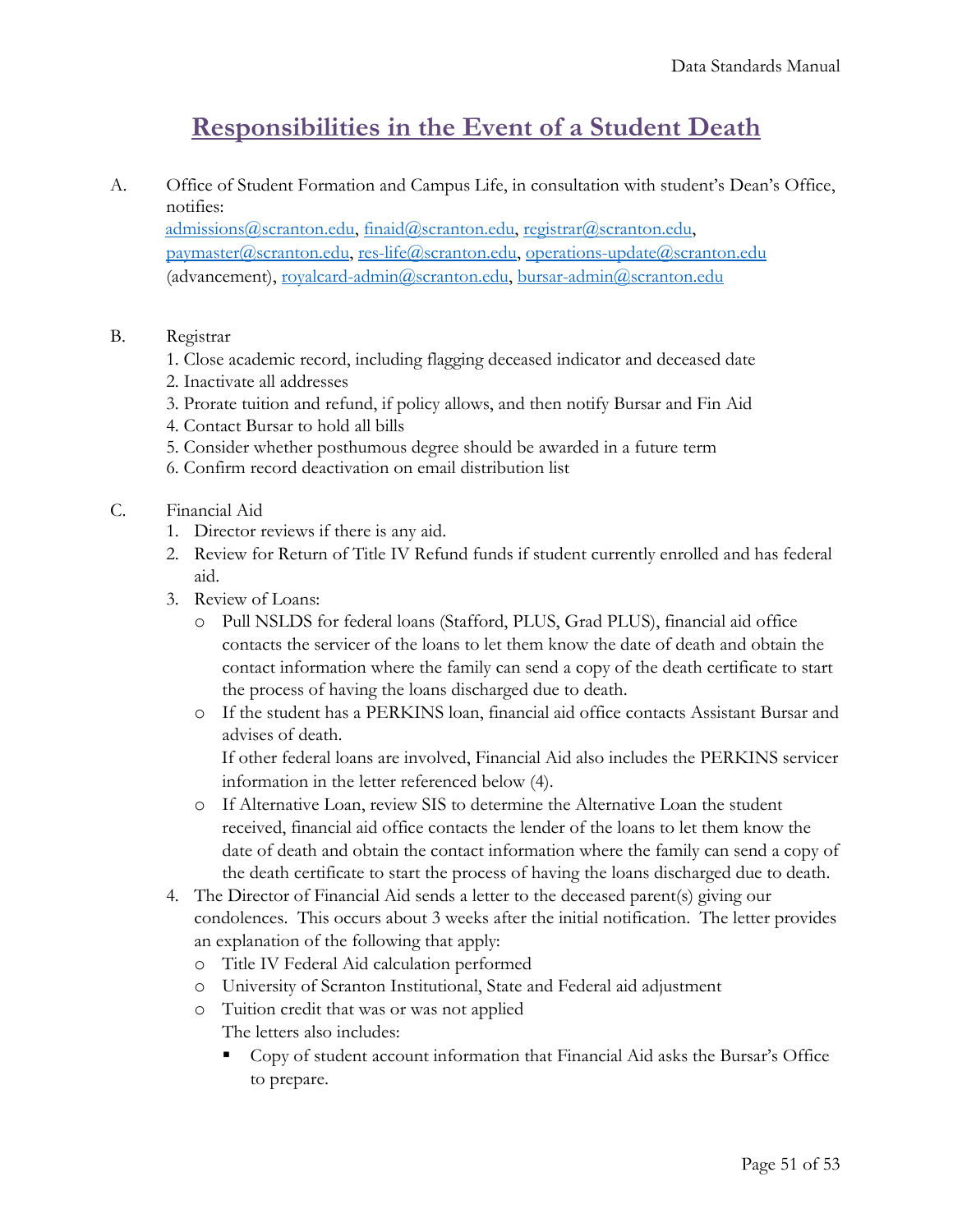# Responsibilities in the Event of a Student Death

A. Office of Student Formation and Campus Life, in consultation with student's Dean's Office, notifies:
admissions@scranton.edu, finaid@scranton.edu, registrar@scranton.edu, paymaster@scranton.edu, res-life@scranton.edu, operations-update@scranton.edu (advancement), royalcard-admin@scranton.edu, bursar-admin@scranton.edu

B. Registrar
1. Close academic record, including flagging deceased indicator and deceased date
2. Inactivate all addresses
3. Prorate tuition and refund, if policy allows, and then notify Bursar and Fin Aid
4. Contact Bursar to hold all bills
5. Consider whether posthumous degree should be awarded in a future term
6. Confirm record deactivation on email distribution list

C. Financial Aid
1. Director reviews if there is any aid.
2. Review for Return of Title IV Refund funds if student currently enrolled and has federal aid.
3. Review of Loans:
   - Pull NSLDS for federal loans (Stafford, PLUS, Grad PLUS), financial aid office contacts the servicer of the loans to let them know the date of death and obtain the contact information where the family can send a copy of the death certificate to start the process of having the loans discharged due to death.
   - If the student has a PERKINS loan, financial aid office contacts Assistant Bursar and advises of death.
     If other federal loans are involved, Financial Aid also includes the PERKINS servicer information in the letter referenced below (4).
   - If Alternative Loan, review SIS to determine the Alternative Loan the student received, financial aid office contacts the lender of the loans to let them know the date of death and obtain the contact information where the family can send a copy of the death certificate to start the process of having the loans discharged due to death.
4. The Director of Financial Aid sends a letter to the deceased parent(s) giving our condolences. This occurs about 3 weeks after the initial notification. The letter provides an explanation of the following that apply:
   - Title IV Federal Aid calculation performed
   - University of Scranton Institutional, State and Federal aid adjustment
   - Tuition credit that was or was not applied
     The letters also includes:
     - Copy of student account information that Financial Aid asks the Bursar's Office to prepare.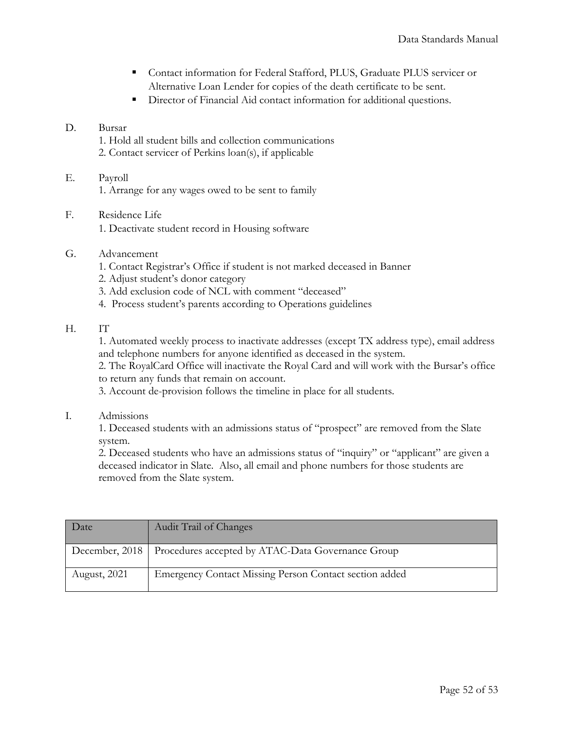- Contact information for Federal Stafford, PLUS, Graduate PLUS servicer or Alternative Loan Lender for copies of the death certificate to be sent.
- Director of Financial Aid contact information for additional questions.

D. Bursar

1. Hold all student bills and collection communications
2. Contact servicer of Perkins loan(s), if applicable

E. Payroll

1. Arrange for any wages owed to be sent to family

F. Residence Life

1. Deactivate student record in Housing software

G. Advancement

1. Contact Registrar's Office if student is not marked deceased in Banner
2. Adjust student's donor category
3. Add exclusion code of NCL with comment "deceased"
4. Process student's parents according to Operations guidelines

H. IT

1. Automated weekly process to inactivate addresses (except TX address type), email address and telephone numbers for anyone identified as deceased in the system.
2. The RoyalCard Office will inactivate the Royal Card and will work with the Bursar's office to return any funds that remain on account.
3. Account de-provision follows the timeline in place for all students.

I. Admissions

1. Deceased students with an admissions status of "prospect" are removed from the Slate system.
2. Deceased students who have an admissions status of "inquiry" or "applicant" are given a deceased indicator in Slate. Also, all email and phone numbers for those students are removed from the Slate system.

| Date | Audit Trail of Changes |
| --- | --- |
| December, 2018 | Procedures accepted by ATAC-Data Governance Group |
| August, 2021 | Emergency Contact Missing Person Contact section added |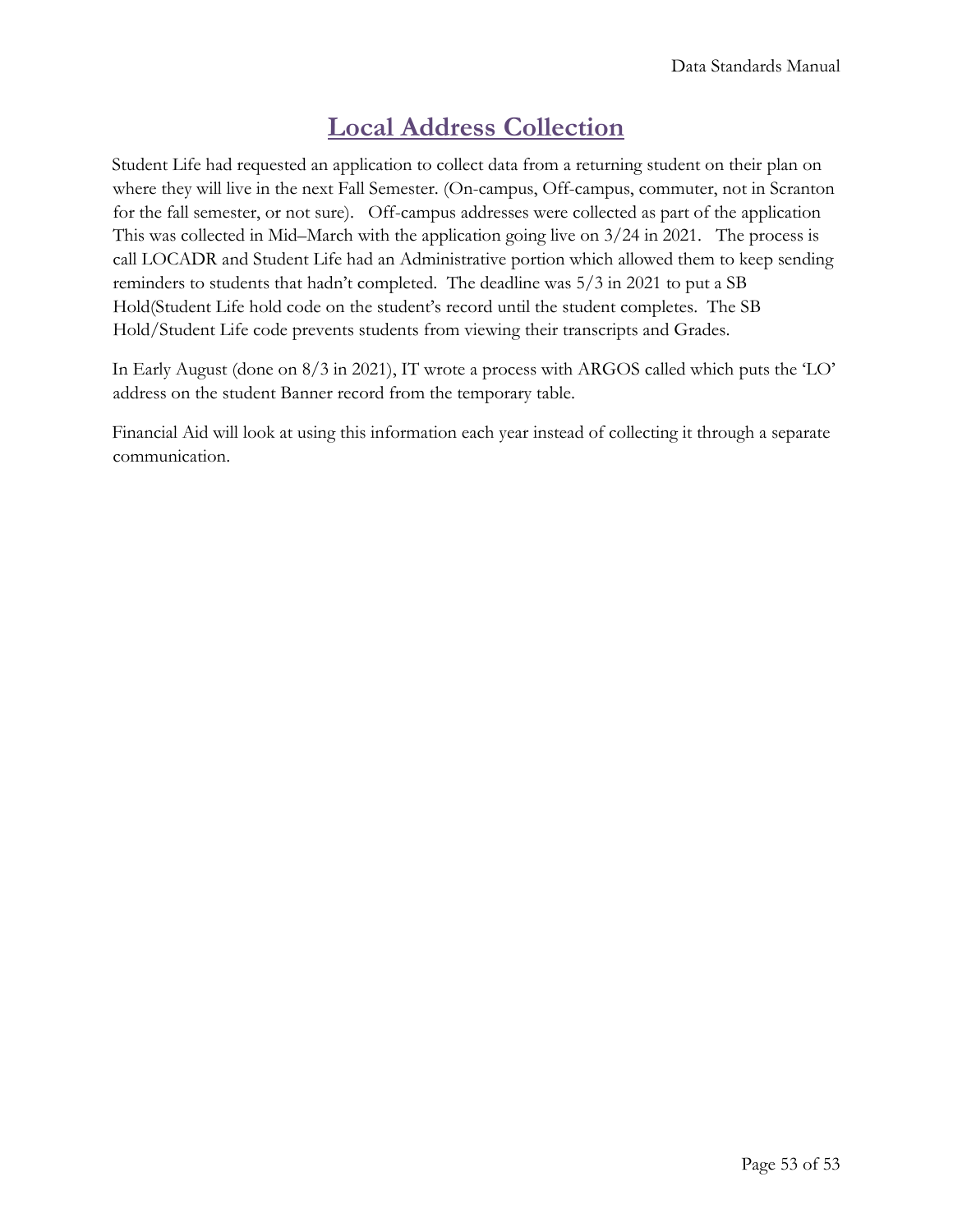# Local Address Collection

Student Life had requested an application to collect data from a returning student on their plan on where they will live in the next Fall Semester. (On-campus, Off-campus, commuter, not in Scranton for the fall semester, or not sure). Off-campus addresses were collected as part of the application This was collected in Mid–March with the application going live on 3/24 in 2021. The process is call LOCADR and Student Life had an Administrative portion which allowed them to keep sending reminders to students that hadn't completed. The deadline was 5/3 in 2021 to put a SB Hold(Student Life hold code on the student's record until the student completes. The SB Hold/Student Life code prevents students from viewing their transcripts and Grades.

In Early August (done on 8/3 in 2021), IT wrote a process with ARGOS called which puts the 'LO' address on the student Banner record from the temporary table.

Financial Aid will look at using this information each year instead of collecting it through a separate communication.